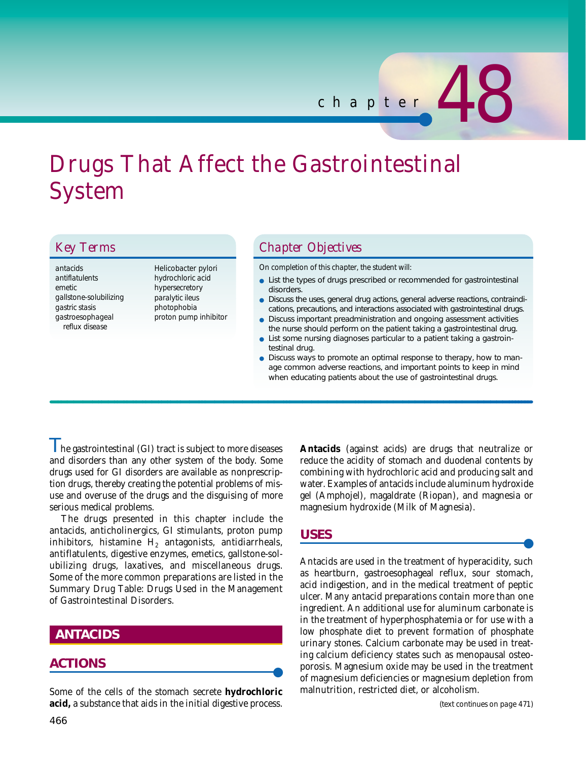chapter 48

# Drugs That Affect the Gastrointestinal System

## Key Terms

antacids
antiflatulents
emetic
gallstone-solubilizing
gastric stasis
gastroesophageal reflux disease
Helicobacter pylori
hydrochloric acid
hypersecretory
paralytic ileus
photophobia
proton pump inhibitor

## Chapter Objectives

On completion of this chapter, the student will:

- List the types of drugs prescribed or recommended for gastrointestinal disorders.
- Discuss the uses, general drug actions, general adverse reactions, contraindications, precautions, and interactions associated with gastrointestinal drugs.
- Discuss important preadministration and ongoing assessment activities the nurse should perform on the patient taking a gastrointestinal drug.
- List some nursing diagnoses particular to a patient taking a gastrointestinal drug.
- Discuss ways to promote an optimal response to therapy, how to manage common adverse reactions, and important points to keep in mind when educating patients about the use of gastrointestinal drugs.

The gastrointestinal (GI) tract is subject to more diseases and disorders than any other system of the body. Some drugs used for GI disorders are available as nonprescription drugs, thereby creating the potential problems of misuse and overuse of the drugs and the disguising of more serious medical problems.

The drugs presented in this chapter include the antacids, anticholinergics, GI stimulants, proton pump inhibitors, histamine $H_2$ antagonists, antidiarrheals, antiflatulents, digestive enzymes, emetics, gallstone-solubilizing drugs, laxatives, and miscellaneous drugs. Some of the more common preparations are listed in the Summary Drug Table: Drugs Used in the Management of Gastrointestinal Disorders.

## ANTACIDS

### ACTIONS

Some of the cells of the stomach secrete **hydrochloric acid,** a substance that aids in the initial digestive process. **Antacids** (against acids) are drugs that neutralize or reduce the acidity of stomach and duodenal contents by combining with hydrochloric acid and producing salt and water. Examples of antacids include aluminum hydroxide gel (Amphojel), magaldrate (Riopan), and magnesia or magnesium hydroxide (Milk of Magnesia).

### USES

Antacids are used in the treatment of hyperacidity, such as heartburn, gastroesophageal reflux, sour stomach, acid indigestion, and in the medical treatment of peptic ulcer. Many antacid preparations contain more than one ingredient. An additional use for aluminum carbonate is in the treatment of hyperphosphatemia or for use with a low phosphate diet to prevent formation of phosphate urinary stones. Calcium carbonate may be used in treating calcium deficiency states such as menopausal osteoporosis. Magnesium oxide may be used in the treatment of magnesium deficiencies or magnesium depletion from malnutrition, restricted diet, or alcoholism.

(text continues on page 471)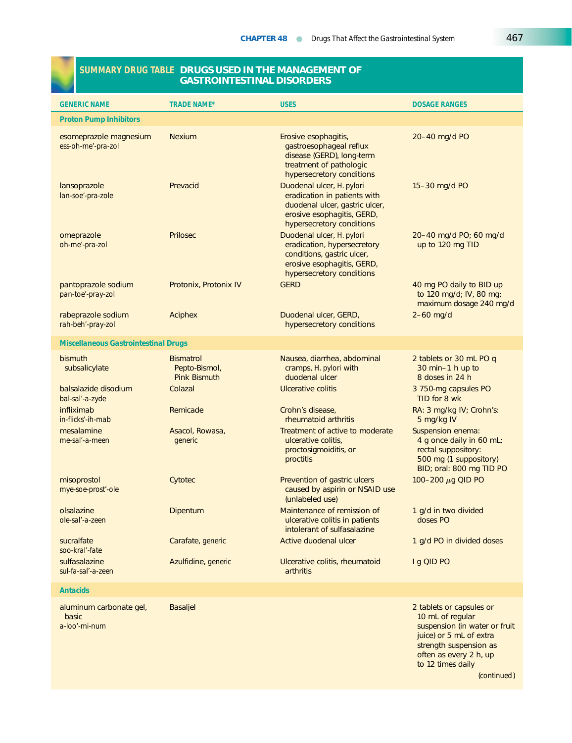## SUMMARY DRUG TABLE DRUGS USED IN THE MANAGEMENT OF GASTROINTESTINAL DISORDERS

| GENERIC NAME | TRADE NAME* | USES | DOSAGE RANGES |
|---|---|---|---|
| **Proton Pump Inhibitors** | | | |
| esomeprazole magnesium<br>ess-oh-me'-pra-zol | Nexium | Erosive esophagitis, gastroesophageal reflux disease (GERD), long-term treatment of pathologic hypersecretory conditions | 20–40 mg/d PO |
| lansoprazole<br>lan-soe'-pra-zole | Prevacid | Duodenal ulcer, *H. pylori* eradication in patients with duodenal ulcer, gastric ulcer, erosive esophagitis, GERD, hypersecretory conditions | 15–30 mg/d PO |
| omeprazole<br>oh-me'-pra-zol | Prilosec | Duodenal ulcer, *H. pylori* eradication, hypersecretory conditions, gastric ulcer, erosive esophagitis, GERD, hypersecretory conditions | 20–40 mg/d PO; 60 mg/d up to 120 mg TID |
| pantoprazole sodium<br>pan-toe'-pray-zol | Protonix, Protonix IV | GERD | 40 mg PO daily to BID up to 120 mg/d; IV, 80 mg; maximum dosage 240 mg/d |
| rabeprazole sodium<br>rah-beh'-pray-zol | Aciphex | Duodenal ulcer, GERD, hypersecretory conditions | 2–60 mg/d |
| **Miscellaneous Gastrointestinal Drugs** | | | |
| bismuth subsalicylate | Bismatrol Pepto-Bismol, Pink Bismuth | Nausea, diarrhea, abdominal cramps, *H. pylori* with duodenal ulcer | 2 tablets or 30 mL PO q 30 min–1 h up to 8 doses in 24 h |
| balsalazide disodium<br>bal-sal'-a-zyde | Colazal | Ulcerative colitis | 3 750-mg capsules PO TID for 8 wk |
| infliximab<br>in-flicks'-ih-mab | Remicade | Crohn's disease, rheumatoid arthritis | RA: 3 mg/kg IV; Crohn's: 5 mg/kg IV |
| mesalamine<br>me-sal'-a-meen | Asacol, Rowasa, generic | Treatment of active to moderate ulcerative colitis, proctosigmoiditis, or proctitis | Suspension enema: 4 g once daily in 60 mL; rectal suppository: 500 mg (1 suppository) BID; oral: 800 mg TID PO |
| misoprostol<br>mye-soe-prost'-ole | Cytotec | Prevention of gastric ulcers caused by aspirin or NSAID use (unlabeled use) | 100–200 μg QID PO |
| olsalazine<br>ole-sal'-a-zeen | Dipentum | Maintenance of remission of ulcerative colitis in patients intolerant of sulfasalazine | 1 g/d in two divided doses PO |
| sucralfate<br>soo-kral'-fate | Carafate, generic | Active duodenal ulcer | 1 g/d PO in divided doses |
| sulfasalazine<br>sul-fa-sal'-a-zeen | Azulfidine, generic | Ulcerative colitis, rheumatoid arthritis | l g QID PO |
| **Antacids** | | | |
| aluminum carbonate gel, basic<br>a-loo'-mi-num | Basaljel | | 2 tablets or capsules or 10 mL of regular suspension (in water or fruit juice) or 5 mL of extra strength suspension as often as every 2 h, up to 12 times daily |

*(continued)*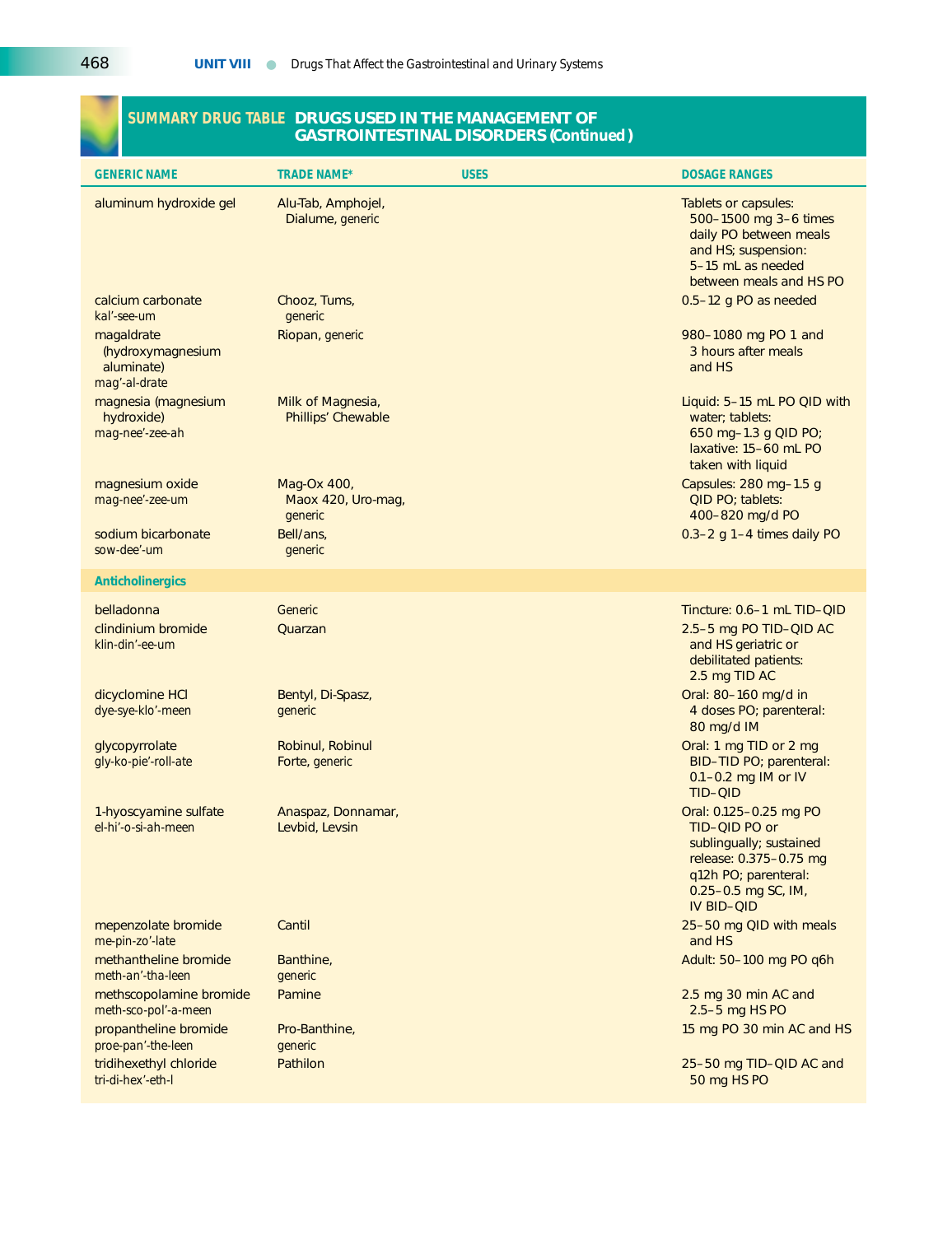## SUMMARY DRUG TABLE DRUGS USED IN THE MANAGEMENT OF GASTROINTESTINAL DISORDERS (Continued)

| GENERIC NAME | TRADE NAME* | USES | DOSAGE RANGES |
|---|---|---|---|
| aluminum hydroxide gel | Alu-Tab, Amphojel, Dialume, generic | | Tablets or capsules: 500–1500 mg 3–6 times daily PO between meals and HS; suspension: 5–15 mL as needed between meals and HS PO |
| calcium carbonate kal'-see-um | Chooz, Tums, generic | | 0.5–12 g PO as needed |
| magaldrate (hydroxymagnesium aluminate) mag'-al-drate | Riopan, generic | | 980–1080 mg PO 1 and 3 hours after meals and HS |
| magnesia (magnesium hydroxide) mag-nee'-zee-ah | Milk of Magnesia, Phillips' Chewable | | Liquid: 5–15 mL PO QID with water; tablets: 650 mg–1.3 g QID PO; laxative: 15–60 mL PO taken with liquid |
| magnesium oxide mag-nee'-zee-um | Mag-Ox 400, Maox 420, Uro-mag, generic | | Capsules: 280 mg–1.5 g QID PO; tablets: 400–820 mg/d PO |
| sodium bicarbonate sow-dee'-um | Bell/ans, generic | | 0.3–2 g 1–4 times daily PO |
| **Anticholinergics** | | | |
| belladonna | Generic | | Tincture: 0.6–1 mL TID–QID |
| clindinium bromide klin-din'-ee-um | Quarzan | | 2.5–5 mg PO TID–QID AC and HS geriatric or debilitated patients: 2.5 mg TID AC |
| dicyclomine HCl dye-sye-klo'-meen | Bentyl, Di-Spasz, generic | | Oral: 80–160 mg/d in 4 doses PO; parenteral: 80 mg/d IM |
| glycopyrrolate gly-ko-pie'-roll-ate | Robinul, Robinul Forte, generic | | Oral: 1 mg TID or 2 mg BID–TID PO; parenteral: 0.1–0.2 mg IM or IV TID–QID |
| 1-hyoscyamine sulfate el-hi'-o-si-ah-meen | Anaspaz, Donnamar, Levbid, Levsin | | Oral: 0.125–0.25 mg PO TID–QID PO or sublingually; sustained release: 0.375–0.75 mg q12h PO; parenteral: 0.25–0.5 mg SC, IM, IV BID–QID |
| mepenzolate bromide me-pin-zo'-late | Cantil | | 25–50 mg QID with meals and HS |
| methantheline bromide meth-an'-tha-leen | Banthine, generic | | Adult: 50–100 mg PO q6h |
| methscopolamine bromide meth-sco-pol'-a-meen | Pamine | | 2.5 mg 30 min AC and 2.5–5 mg HS PO |
| propantheline bromide proe-pan'-the-leen | Pro-Banthine, generic | | 15 mg PO 30 min AC and HS |
| tridihexethyl chloride tri-di-hex'-eth-l | Pathilon | | 25–50 mg TID–QID AC and 50 mg HS PO |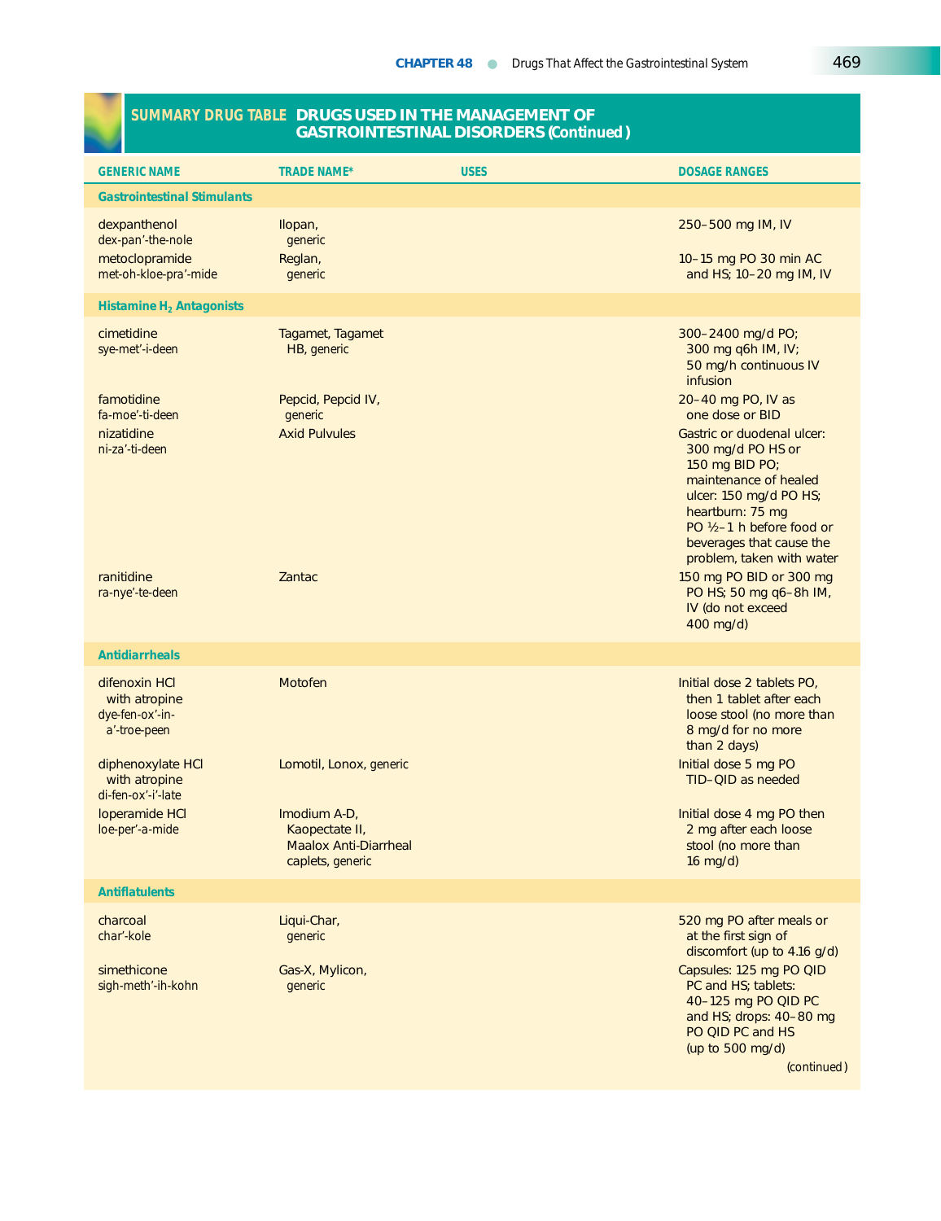## SUMMARY DRUG TABLE DRUGS USED IN THE MANAGEMENT OF GASTROINTESTINAL DISORDERS (*Continued*)

| GENERIC NAME | TRADE NAME* | USES | DOSAGE RANGES |
|---|---|---|---|
| **Gastrointestinal Stimulants** | | | |
| dexpanthenol<br>dex-pan'-the-nole | Ilopan, generic | | 250–500 mg IM, IV |
| metoclopramide<br>met-oh-kloe-pra'-mide | Reglan, generic | | 10–15 mg PO 30 min AC and HS; 10–20 mg IM, IV |
| **Histamine $H_2$ Antagonists** | | | |
| cimetidine<br>sye-met'-i-deen | Tagamet, Tagamet HB, generic | | 300–2400 mg/d PO; 300 mg q6h IM, IV; 50 mg/h continuous IV infusion |
| famotidine<br>fa-moe'-ti-deen | Pepcid, Pepcid IV, generic | | 20–40 mg PO, IV as one dose or BID |
| nizatidine<br>ni-za'-ti-deen | Axid Pulvules | | Gastric or duodenal ulcer: 300 mg/d PO HS or 150 mg BID PO; maintenance of healed ulcer: 150 mg/d PO HS; heartburn: 75 mg PO ½–1 h before food or beverages that cause the problem, taken with water |
| ranitidine<br>ra-nye'-te-deen | Zantac | | 150 mg PO BID or 300 mg PO HS; 50 mg q6–8h IM, IV (do not exceed 400 mg/d) |
| **Antidiarrheals** | | | |
| difenoxin HCl with atropine<br>dye-fen-ox'-in-a'-troe-peen | Motofen | | Initial dose 2 tablets PO, then 1 tablet after each loose stool (no more than 8 mg/d for no more than 2 days) |
| diphenoxylate HCl with atropine<br>di-fen-ox'-i'-late | Lomotil, Lonox, generic | | Initial dose 5 mg PO TID–QID as needed |
| loperamide HCl<br>loe-per'-a-mide | Imodium A-D, Kaopectate II, Maalox Anti-Diarrheal caplets, generic | | Initial dose 4 mg PO then 2 mg after each loose stool (no more than 16 mg/d) |
| **Antiflatulents** | | | |
| charcoal<br>char'-kole | Liqui-Char, generic | | 520 mg PO after meals or at the first sign of discomfort (up to 4.16 g/d) |
| simethicone<br>sigh-meth'-ih-kohn | Gas-X, Mylicon, generic | | Capsules: 125 mg PO QID PC and HS; tablets: 40–125 mg PO QID PC and HS; drops: 40–80 mg PO QID PC and HS (up to 500 mg/d) |

(*continued*)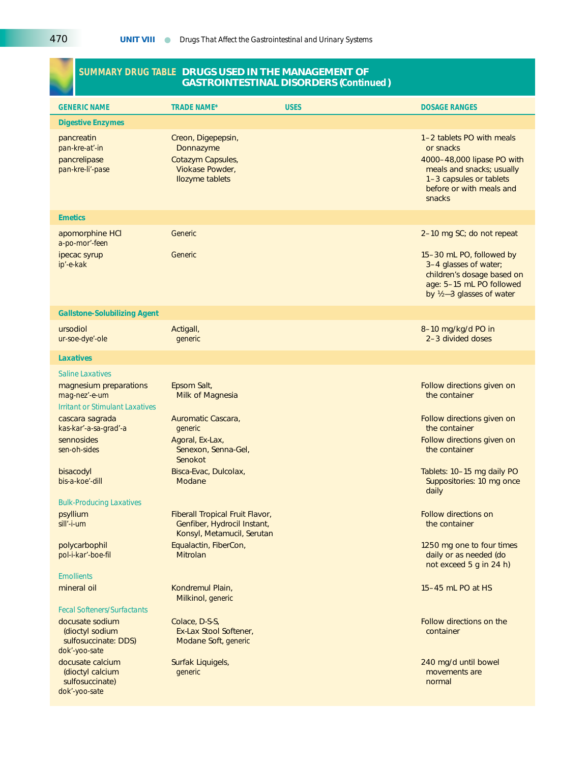## SUMMARY DRUG TABLE DRUGS USED IN THE MANAGEMENT OF GASTROINTESTINAL DISORDERS (*Continued*)

| GENERIC NAME | TRADE NAME* | USES | DOSAGE RANGES |
|---|---|---|---|
| **Digestive Enzymes** | | | |
| pancreatin<br>pan-kre-at'-in | Creon, Digepepsin, Donnazyme | | 1–2 tablets PO with meals or snacks |
| pancrelipase<br>pan-kre-li'-pase | Cotazym Capsules, Viokase Powder, Ilozyme tablets | | 4000–48,000 lipase PO with meals and snacks; usually 1–3 capsules or tablets before or with meals and snacks |
| **Emetics** | | | |
| apomorphine HCl<br>a-po-mor'-feen | Generic | | 2–10 mg SC; do not repeat |
| ipecac syrup<br>ip'-e-kak | Generic | | 15–30 mL PO, followed by 3–4 glasses of water; children's dosage based on age: 5–15 mL PO followed by ½–3 glasses of water |
| **Gallstone-Solubilizing Agent** | | | |
| ursodiol<br>ur-soe-dye'-ole | Actigall, generic | | 8–10 mg/kg/d PO in 2–3 divided doses |
| **Laxatives** | | | |
| *Saline Laxatives* | | | |
| magnesium preparations<br>mag-nez'-e-um | Epsom Salt, Milk of Magnesia | | Follow directions given on the container |
| *Irritant or Stimulant Laxatives* | | | |
| cascara sagrada<br>kas-kar'-a-sa-grad'-a | Auromatic Cascara, generic | | Follow directions given on the container |
| sennosides<br>sen-oh-sides | Agoral, Ex-Lax, Senexon, Senna-Gel, Senokot | | Follow directions given on the container |
| bisacodyl<br>bis-a-koe'-dill | Bisca-Evac, Dulcolax, Modane | | Tablets: 10–15 mg daily PO<br>Suppositories: 10 mg once daily |
| *Bulk-Producing Laxatives* | | | |
| psyllium<br>sill'-i-um | Fiberall Tropical Fruit Flavor, Genfiber, Hydrocil Instant, Konsyl, Metamucil, Serutan | | Follow directions on the container |
| polycarbophil<br>pol-i-kar'-boe-fil | Equalactin, FiberCon, Mitrolan | | 1250 mg one to four times daily or as needed (do not exceed 5 g in 24 h) |
| *Emollients* | | | |
| mineral oil | Kondremul Plain, Milkinol, generic | | 15–45 mL PO at HS |
| *Fecal Softeners/Surfactants* | | | |
| docusate sodium (dioctyl sodium sulfosuccinate: DDS)<br>dok'-yoo-sate | Colace, D-S-S, Ex-Lax Stool Softener, Modane Soft, generic | | Follow directions on the container |
| docusate calcium (dioctyl calcium sulfosuccinate)<br>dok'-yoo-sate | Surfak Liquigels, generic | | 240 mg/d until bowel movements are normal |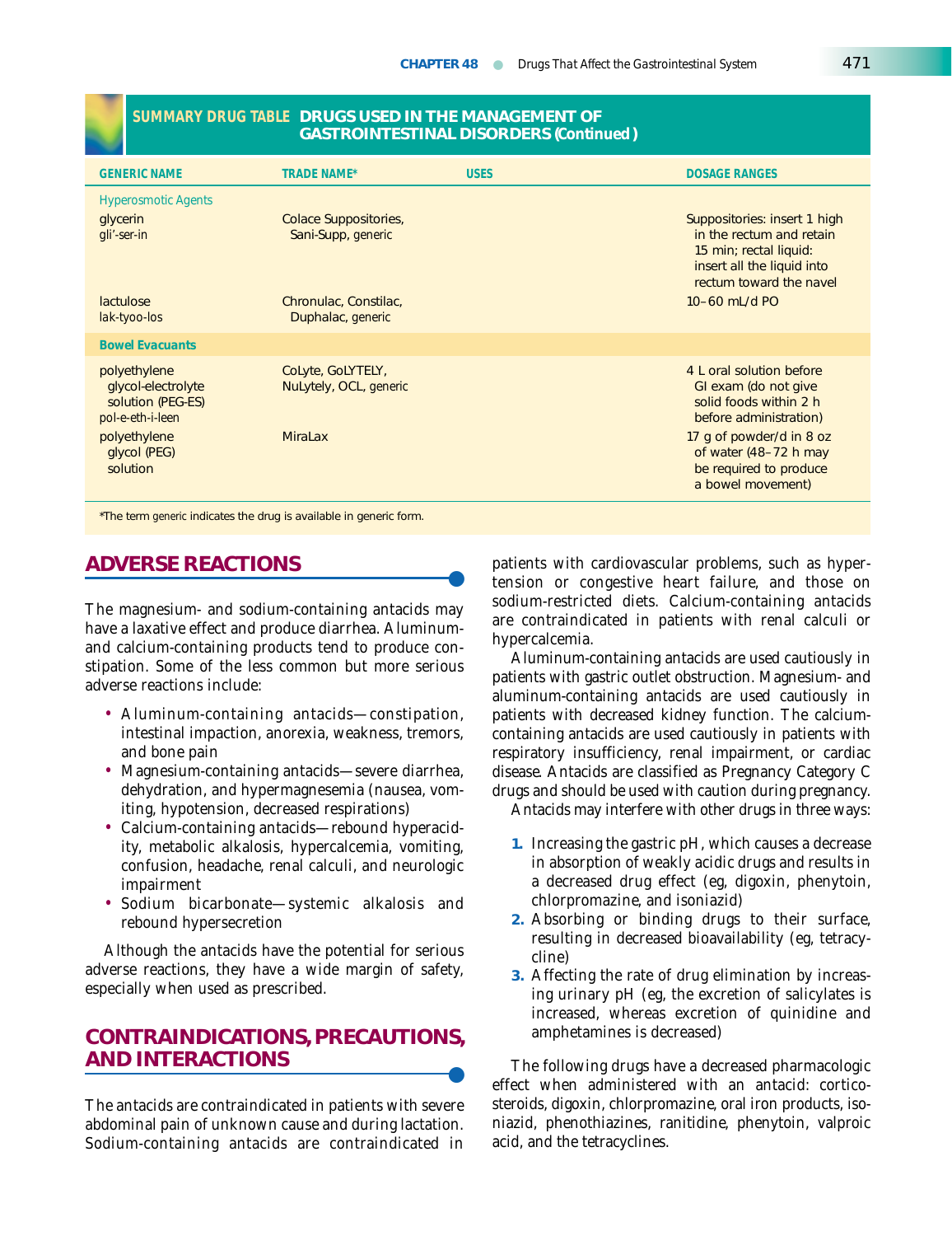## SUMMARY DRUG TABLE DRUGS USED IN THE MANAGEMENT OF GASTROINTESTINAL DISORDERS (*Continued*)

| GENERIC NAME | TRADE NAME* | USES | DOSAGE RANGES |
|---|---|---|---|
| *Hyperosmotic Agents* | | | |
| glycerin<br>gli'-ser-in | Colace Suppositories, Sani-Supp, *generic* | | Suppositories: insert 1 high in the rectum and retain 15 min; rectal liquid: insert all the liquid into rectum toward the navel |
| lactulose<br>lak-tyoo-los | Chronulac, Constilac, Duphalac, *generic* | | 10–60 mL/d PO |
| **Bowel Evacuants** | | | |
| polyethylene glycol-electrolyte solution (PEG-ES)<br>pol-e-eth-i-leen | CoLyte, GoLYTELY, NuLytely, OCL, *generic* | | 4 L oral solution before GI exam (do not give solid foods within 2 h before administration) |
| polyethylene glycol (PEG) solution | MiraLax | | 17 g of powder/d in 8 oz of water (48–72 h may be required to produce a bowel movement) |

*The term *generic* indicates the drug is available in generic form.

## ADVERSE REACTIONS

The magnesium- and sodium-containing antacids may have a laxative effect and produce diarrhea. Aluminum- and calcium-containing products tend to produce constipation. Some of the less common but more serious adverse reactions include:

- Aluminum-containing antacids—constipation, intestinal impaction, anorexia, weakness, tremors, and bone pain
- Magnesium-containing antacids—severe diarrhea, dehydration, and hypermagnesemia (nausea, vomiting, hypotension, decreased respirations)
- Calcium-containing antacids—rebound hyperacidity, metabolic alkalosis, hypercalcemia, vomiting, confusion, headache, renal calculi, and neurologic impairment
- Sodium bicarbonate—systemic alkalosis and rebound hypersecretion

Although the antacids have the potential for serious adverse reactions, they have a wide margin of safety, especially when used as prescribed.

## CONTRAINDICATIONS, PRECAUTIONS, AND INTERACTIONS

The antacids are contraindicated in patients with severe abdominal pain of unknown cause and during lactation. Sodium-containing antacids are contraindicated in patients with cardiovascular problems, such as hypertension or congestive heart failure, and those on sodium-restricted diets. Calcium-containing antacids are contraindicated in patients with renal calculi or hypercalcemia.

Aluminum-containing antacids are used cautiously in patients with gastric outlet obstruction. Magnesium- and aluminum-containing antacids are used cautiously in patients with decreased kidney function. The calcium-containing antacids are used cautiously in patients with respiratory insufficiency, renal impairment, or cardiac disease. Antacids are classified as Pregnancy Category C drugs and should be used with caution during pregnancy.

Antacids may interfere with other drugs in three ways:

1. Increasing the gastric pH, which causes a decrease in absorption of weakly acidic drugs and results in a decreased drug effect (eg, digoxin, phenytoin, chlorpromazine, and isoniazid)
2. Absorbing or binding drugs to their surface, resulting in decreased bioavailability (eg, tetracycline)
3. Affecting the rate of drug elimination by increasing urinary pH (eg, the excretion of salicylates is increased, whereas excretion of quinidine and amphetamines is decreased)

The following drugs have a decreased pharmacologic effect when administered with an antacid: corticosteroids, digoxin, chlorpromazine, oral iron products, isoniazid, phenothiazines, ranitidine, phenytoin, valproic acid, and the tetracyclines.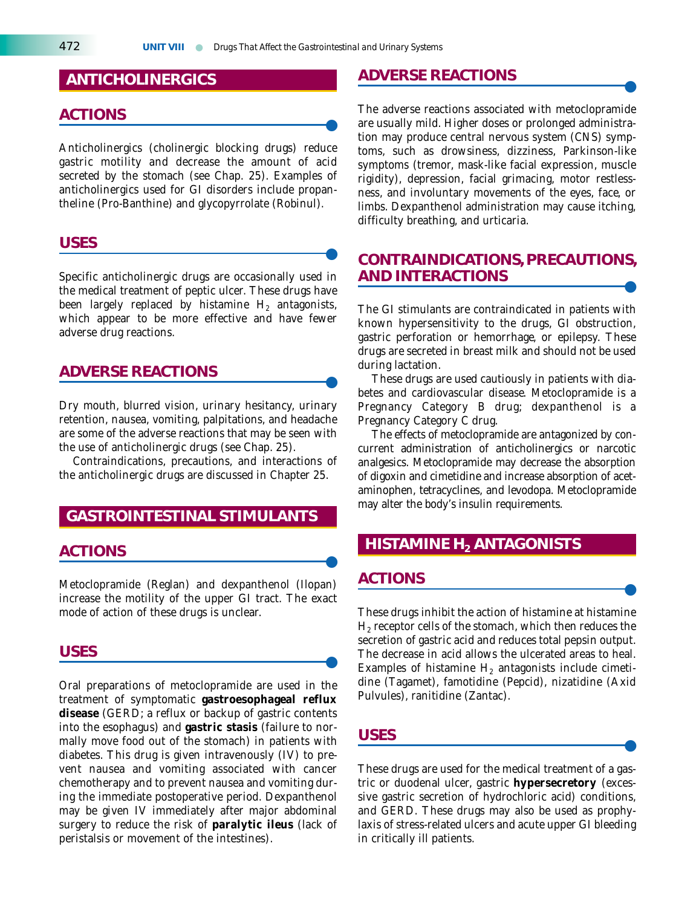## ANTICHOLINERGICS

### ACTIONS

Anticholinergics (cholinergic blocking drugs) reduce gastric motility and decrease the amount of acid secreted by the stomach (see Chap. 25). Examples of anticholinergics used for GI disorders include propantheline (Pro-Banthine) and glycopyrrolate (Robinul).

### USES

Specific anticholinergic drugs are occasionally used in the medical treatment of peptic ulcer. These drugs have been largely replaced by histamine $H_2$ antagonists, which appear to be more effective and have fewer adverse drug reactions.

### ADVERSE REACTIONS

Dry mouth, blurred vision, urinary hesitancy, urinary retention, nausea, vomiting, palpitations, and headache are some of the adverse reactions that may be seen with the use of anticholinergic drugs (see Chap. 25).

Contraindications, precautions, and interactions of the anticholinergic drugs are discussed in Chapter 25.

## GASTROINTESTINAL STIMULANTS

### ACTIONS

Metoclopramide (Reglan) and dexpanthenol (Ilopan) increase the motility of the upper GI tract. The exact mode of action of these drugs is unclear.

### USES

Oral preparations of metoclopramide are used in the treatment of symptomatic **gastroesophageal reflux disease** (GERD; a reflux or backup of gastric contents into the esophagus) and **gastric stasis** (failure to normally move food out of the stomach) in patients with diabetes. This drug is given intravenously (IV) to prevent nausea and vomiting associated with cancer chemotherapy and to prevent nausea and vomiting during the immediate postoperative period. Dexpanthenol may be given IV immediately after major abdominal surgery to reduce the risk of **paralytic ileus** (lack of peristalsis or movement of the intestines).

### ADVERSE REACTIONS

The adverse reactions associated with metoclopramide are usually mild. Higher doses or prolonged administration may produce central nervous system (CNS) symptoms, such as drowsiness, dizziness, Parkinson-like symptoms (tremor, mask-like facial expression, muscle rigidity), depression, facial grimacing, motor restlessness, and involuntary movements of the eyes, face, or limbs. Dexpanthenol administration may cause itching, difficulty breathing, and urticaria.

### CONTRAINDICATIONS, PRECAUTIONS, AND INTERACTIONS

The GI stimulants are contraindicated in patients with known hypersensitivity to the drugs, GI obstruction, gastric perforation or hemorrhage, or epilepsy. These drugs are secreted in breast milk and should not be used during lactation.

These drugs are used cautiously in patients with diabetes and cardiovascular disease. Metoclopramide is a Pregnancy Category B drug; dexpanthenol is a Pregnancy Category C drug.

The effects of metoclopramide are antagonized by concurrent administration of anticholinergics or narcotic analgesics. Metoclopramide may decrease the absorption of digoxin and cimetidine and increase absorption of acetaminophen, tetracyclines, and levodopa. Metoclopramide may alter the body's insulin requirements.

## HISTAMINE $H_2$ ANTAGONISTS

### ACTIONS

These drugs inhibit the action of histamine at histamine $H_2$ receptor cells of the stomach, which then reduces the secretion of gastric acid and reduces total pepsin output. The decrease in acid allows the ulcerated areas to heal. Examples of histamine $H_2$ antagonists include cimetidine (Tagamet), famotidine (Pepcid), nizatidine (Axid Pulvules), ranitidine (Zantac).

### USES

These drugs are used for the medical treatment of a gastric or duodenal ulcer, gastric **hypersecretory** (excessive gastric secretion of hydrochloric acid) conditions, and GERD. These drugs may also be used as prophylaxis of stress-related ulcers and acute upper GI bleeding in critically ill patients.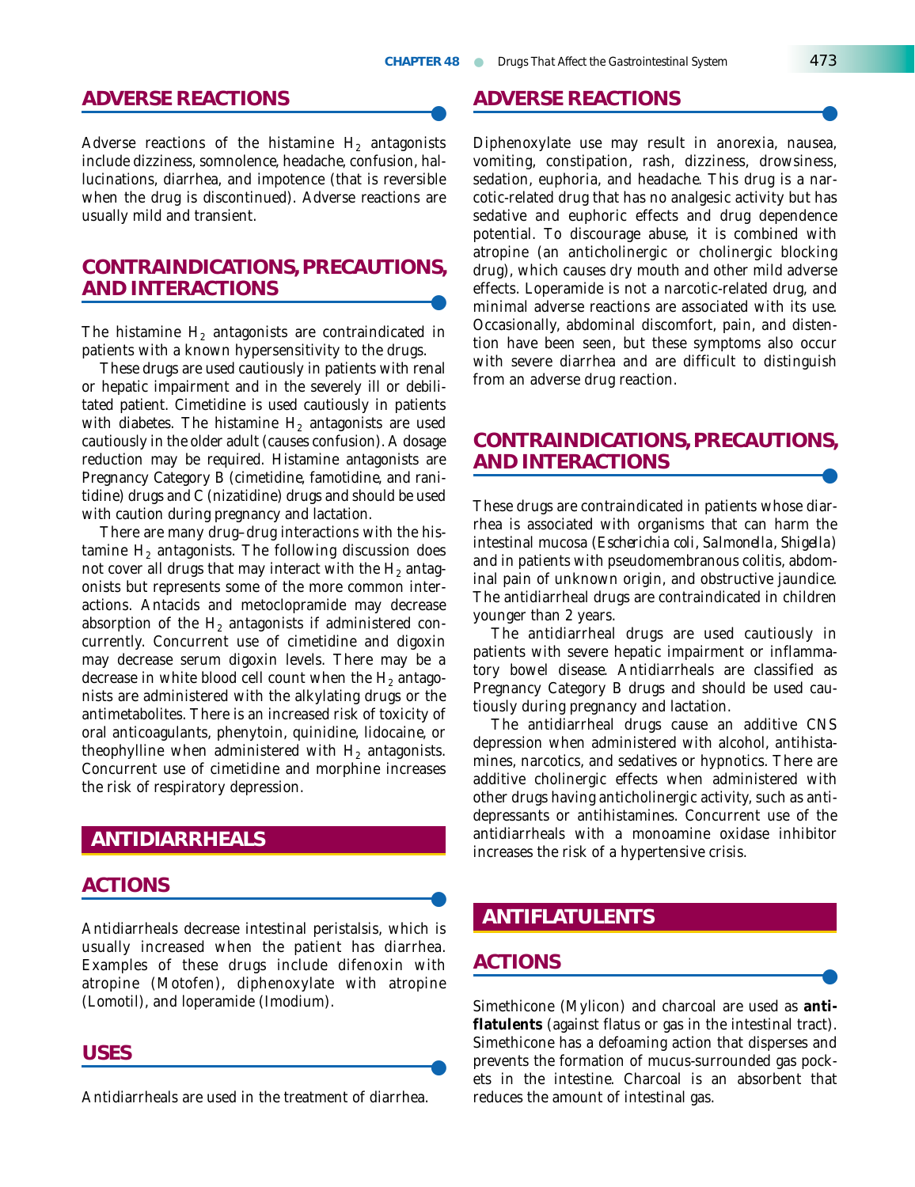## ADVERSE REACTIONS

Adverse reactions of the histamine $H_2$ antagonists include dizziness, somnolence, headache, confusion, hallucinations, diarrhea, and impotence (that is reversible when the drug is discontinued). Adverse reactions are usually mild and transient.

## CONTRAINDICATIONS, PRECAUTIONS, AND INTERACTIONS

The histamine $H_2$ antagonists are contraindicated in patients with a known hypersensitivity to the drugs.

These drugs are used cautiously in patients with renal or hepatic impairment and in the severely ill or debilitated patient. Cimetidine is used cautiously in patients with diabetes. The histamine $H_2$ antagonists are used cautiously in the older adult (causes confusion). A dosage reduction may be required. Histamine antagonists are Pregnancy Category B (cimetidine, famotidine, and ranitidine) drugs and C (nizatidine) drugs and should be used with caution during pregnancy and lactation.

There are many drug–drug interactions with the histamine $H_2$ antagonists. The following discussion does not cover all drugs that may interact with the $H_2$ antagonists but represents some of the more common interactions. Antacids and metoclopramide may decrease absorption of the $H_2$ antagonists if administered concurrently. Concurrent use of cimetidine and digoxin may decrease serum digoxin levels. There may be a decrease in white blood cell count when the $H_2$ antagonists are administered with the alkylating drugs or the antimetabolites. There is an increased risk of toxicity of oral anticoagulants, phenytoin, quinidine, lidocaine, or theophylline when administered with $H_2$ antagonists. Concurrent use of cimetidine and morphine increases the risk of respiratory depression.

# ANTIDIARRHEALS

## ACTIONS

Antidiarrheals decrease intestinal peristalsis, which is usually increased when the patient has diarrhea. Examples of these drugs include difenoxin with atropine (Motofen), diphenoxylate with atropine (Lomotil), and loperamide (Imodium).

## USES

Antidiarrheals are used in the treatment of diarrhea.

## ADVERSE REACTIONS

Diphenoxylate use may result in anorexia, nausea, vomiting, constipation, rash, dizziness, drowsiness, sedation, euphoria, and headache. This drug is a narcotic-related drug that has no analgesic activity but has sedative and euphoric effects and drug dependence potential. To discourage abuse, it is combined with atropine (an anticholinergic or cholinergic blocking drug), which causes dry mouth and other mild adverse effects. Loperamide is not a narcotic-related drug, and minimal adverse reactions are associated with its use. Occasionally, abdominal discomfort, pain, and distention have been seen, but these symptoms also occur with severe diarrhea and are difficult to distinguish from an adverse drug reaction.

## CONTRAINDICATIONS, PRECAUTIONS, AND INTERACTIONS

These drugs are contraindicated in patients whose diarrhea is associated with organisms that can harm the intestinal mucosa (*Escherichia coli*, *Salmonella*, *Shigella*) and in patients with pseudomembranous colitis, abdominal pain of unknown origin, and obstructive jaundice. The antidiarrheal drugs are contraindicated in children younger than 2 years.

The antidiarrheal drugs are used cautiously in patients with severe hepatic impairment or inflammatory bowel disease. Antidiarrheals are classified as Pregnancy Category B drugs and should be used cautiously during pregnancy and lactation.

The antidiarrheal drugs cause an additive CNS depression when administered with alcohol, antihistamines, narcotics, and sedatives or hypnotics. There are additive cholinergic effects when administered with other drugs having anticholinergic activity, such as antidepressants or antihistamines. Concurrent use of the antidiarrheals with a monoamine oxidase inhibitor increases the risk of a hypertensive crisis.

# ANTIFLATULENTS

## ACTIONS

Simethicone (Mylicon) and charcoal are used as **antiflatulents** (against flatus or gas in the intestinal tract). Simethicone has a defoaming action that disperses and prevents the formation of mucus-surrounded gas pockets in the intestine. Charcoal is an absorbent that reduces the amount of intestinal gas.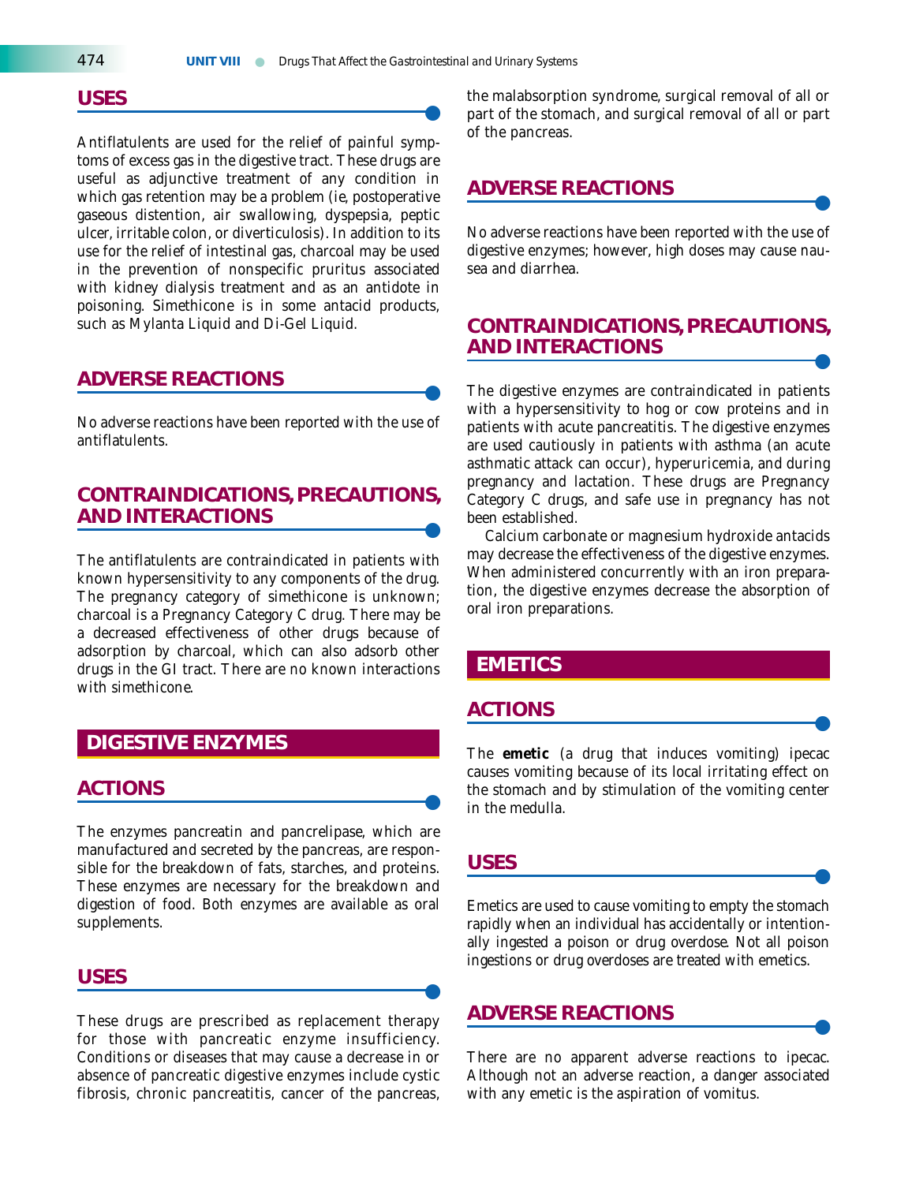## USES

Antiflatulents are used for the relief of painful symptoms of excess gas in the digestive tract. These drugs are useful as adjunctive treatment of any condition in which gas retention may be a problem (ie, postoperative gaseous distention, air swallowing, dyspepsia, peptic ulcer, irritable colon, or diverticulosis). In addition to its use for the relief of intestinal gas, charcoal may be used in the prevention of nonspecific pruritus associated with kidney dialysis treatment and as an antidote in poisoning. Simethicone is in some antacid products, such as Mylanta Liquid and Di-Gel Liquid.

## ADVERSE REACTIONS

No adverse reactions have been reported with the use of antiflatulents.

## CONTRAINDICATIONS, PRECAUTIONS, AND INTERACTIONS

The antiflatulents are contraindicated in patients with known hypersensitivity to any components of the drug. The pregnancy category of simethicone is unknown; charcoal is a Pregnancy Category C drug. There may be a decreased effectiveness of other drugs because of adsorption by charcoal, which can also adsorb other drugs in the GI tract. There are no known interactions with simethicone.

# DIGESTIVE ENZYMES

## ACTIONS

The enzymes pancreatin and pancrelipase, which are manufactured and secreted by the pancreas, are responsible for the breakdown of fats, starches, and proteins. These enzymes are necessary for the breakdown and digestion of food. Both enzymes are available as oral supplements.

## USES

These drugs are prescribed as replacement therapy for those with pancreatic enzyme insufficiency. Conditions or diseases that may cause a decrease in or absence of pancreatic digestive enzymes include cystic fibrosis, chronic pancreatitis, cancer of the pancreas, the malabsorption syndrome, surgical removal of all or part of the stomach, and surgical removal of all or part of the pancreas.

## ADVERSE REACTIONS

No adverse reactions have been reported with the use of digestive enzymes; however, high doses may cause nausea and diarrhea.

## CONTRAINDICATIONS, PRECAUTIONS, AND INTERACTIONS

The digestive enzymes are contraindicated in patients with a hypersensitivity to hog or cow proteins and in patients with acute pancreatitis. The digestive enzymes are used cautiously in patients with asthma (an acute asthmatic attack can occur), hyperuricemia, and during pregnancy and lactation. These drugs are Pregnancy Category C drugs, and safe use in pregnancy has not been established.

Calcium carbonate or magnesium hydroxide antacids may decrease the effectiveness of the digestive enzymes. When administered concurrently with an iron preparation, the digestive enzymes decrease the absorption of oral iron preparations.

# EMETICS

## ACTIONS

The **emetic** (a drug that induces vomiting) ipecac causes vomiting because of its local irritating effect on the stomach and by stimulation of the vomiting center in the medulla.

## USES

Emetics are used to cause vomiting to empty the stomach rapidly when an individual has accidentally or intentionally ingested a poison or drug overdose. Not all poison ingestions or drug overdoses are treated with emetics.

## ADVERSE REACTIONS

There are no apparent adverse reactions to ipecac. Although not an adverse reaction, a danger associated with any emetic is the aspiration of vomitus.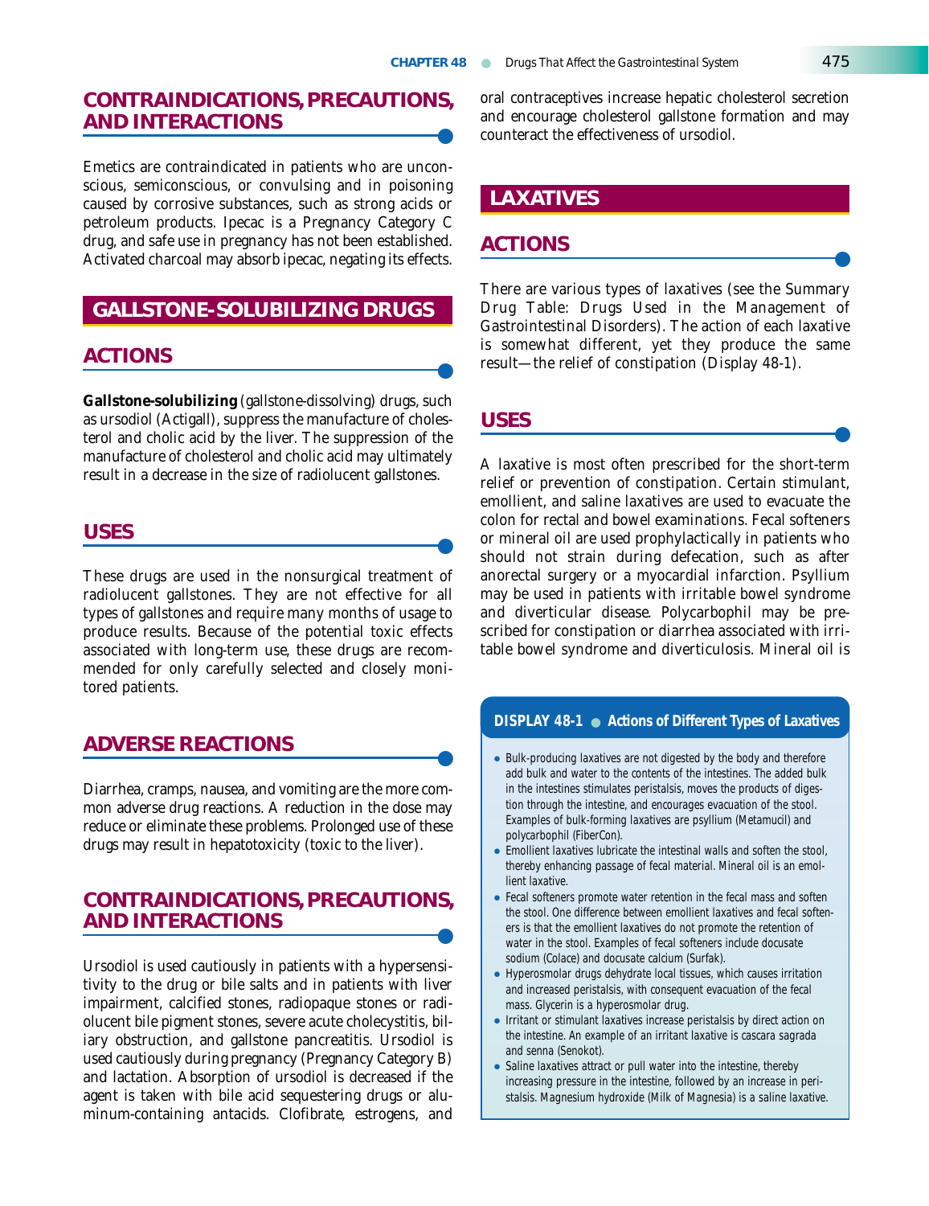## CONTRAINDICATIONS, PRECAUTIONS, AND INTERACTIONS

Emetics are contraindicated in patients who are unconscious, semiconscious, or convulsing and in poisoning caused by corrosive substances, such as strong acids or petroleum products. Ipecac is a Pregnancy Category C drug, and safe use in pregnancy has not been established. Activated charcoal may absorb ipecac, negating its effects.

# GALLSTONE-SOLUBILIZING DRUGS

## ACTIONS

**Gallstone-solubilizing** (gallstone-dissolving) drugs, such as ursodiol (Actigall), suppress the manufacture of cholesterol and cholic acid by the liver. The suppression of the manufacture of cholesterol and cholic acid may ultimately result in a decrease in the size of radiolucent gallstones.

## USES

These drugs are used in the nonsurgical treatment of radiolucent gallstones. They are not effective for all types of gallstones and require many months of usage to produce results. Because of the potential toxic effects associated with long-term use, these drugs are recommended for only carefully selected and closely monitored patients.

## ADVERSE REACTIONS

Diarrhea, cramps, nausea, and vomiting are the more common adverse drug reactions. A reduction in the dose may reduce or eliminate these problems. Prolonged use of these drugs may result in hepatotoxicity (toxic to the liver).

## CONTRAINDICATIONS, PRECAUTIONS, AND INTERACTIONS

Ursodiol is used cautiously in patients with a hypersensitivity to the drug or bile salts and in patients with liver impairment, calcified stones, radiopaque stones or radiolucent bile pigment stones, severe acute cholecystitis, biliary obstruction, and gallstone pancreatitis. Ursodiol is used cautiously during pregnancy (Pregnancy Category B) and lactation. Absorption of ursodiol is decreased if the agent is taken with bile acid sequestering drugs or aluminum-containing antacids. Clofibrate, estrogens, and oral contraceptives increase hepatic cholesterol secretion and encourage cholesterol gallstone formation and may counteract the effectiveness of ursodiol.

# LAXATIVES

## ACTIONS

There are various types of laxatives (see the Summary Drug Table: Drugs Used in the Management of Gastrointestinal Disorders). The action of each laxative is somewhat different, yet they produce the same result—the relief of constipation (Display 48-1).

## USES

A laxative is most often prescribed for the short-term relief or prevention of constipation. Certain stimulant, emollient, and saline laxatives are used to evacuate the colon for rectal and bowel examinations. Fecal softeners or mineral oil are used prophylactically in patients who should not strain during defecation, such as after anorectal surgery or a myocardial infarction. Psyllium may be used in patients with irritable bowel syndrome and diverticular disease. Polycarbophil may be prescribed for constipation or diarrhea associated with irritable bowel syndrome and diverticulosis. Mineral oil is

**DISPLAY 48-1 ● Actions of Different Types of Laxatives**

- Bulk-producing laxatives are not digested by the body and therefore add bulk and water to the contents of the intestines. The added bulk in the intestines stimulates peristalsis, moves the products of digestion through the intestine, and encourages evacuation of the stool. Examples of bulk-forming laxatives are psyllium (Metamucil) and polycarbophil (FiberCon).
- Emollient laxatives lubricate the intestinal walls and soften the stool, thereby enhancing passage of fecal material. Mineral oil is an emollient laxative.
- Fecal softeners promote water retention in the fecal mass and soften the stool. One difference between emollient laxatives and fecal softeners is that the emollient laxatives do not promote the retention of water in the stool. Examples of fecal softeners include docusate sodium (Colace) and docusate calcium (Surfak).
- Hyperosmolar drugs dehydrate local tissues, which causes irritation and increased peristalsis, with consequent evacuation of the fecal mass. Glycerin is a hyperosmolar drug.
- Irritant or stimulant laxatives increase peristalsis by direct action on the intestine. An example of an irritant laxative is cascara sagrada and senna (Senokot).
- Saline laxatives attract or pull water into the intestine, thereby increasing pressure in the intestine, followed by an increase in peristalsis. Magnesium hydroxide (Milk of Magnesia) is a saline laxative.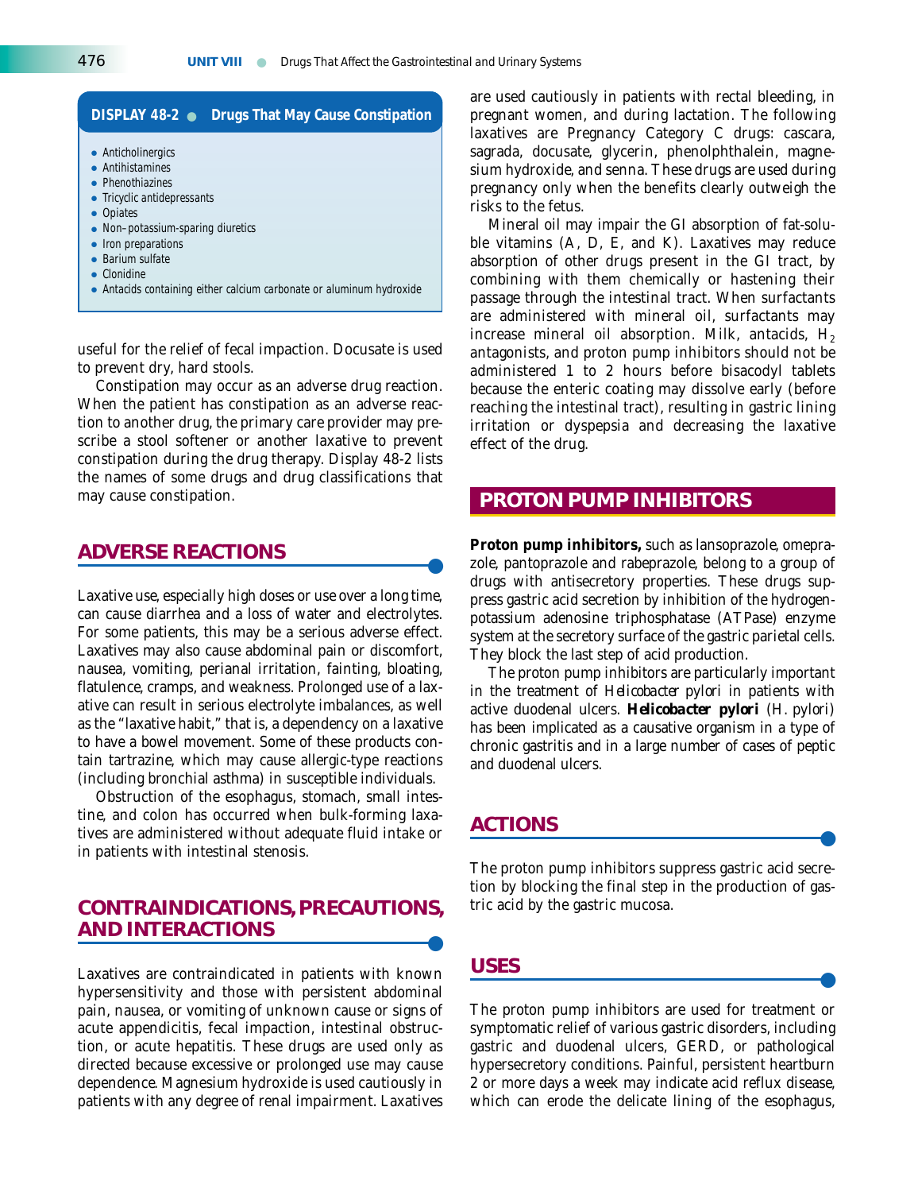**DISPLAY 48-2 ● Drugs That May Cause Constipation**

- Anticholinergics
- Antihistamines
- Phenothiazines
- Tricyclic antidepressants
- Opiates
- Non–potassium-sparing diuretics
- Iron preparations
- Barium sulfate
- Clonidine
- Antacids containing either calcium carbonate or aluminum hydroxide

useful for the relief of fecal impaction. Docusate is used to prevent dry, hard stools.

Constipation may occur as an adverse drug reaction. When the patient has constipation as an adverse reaction to another drug, the primary care provider may prescribe a stool softener or another laxative to prevent constipation during the drug therapy. Display 48-2 lists the names of some drugs and drug classifications that may cause constipation.

## ADVERSE REACTIONS

Laxative use, especially high doses or use over a long time, can cause diarrhea and a loss of water and electrolytes. For some patients, this may be a serious adverse effect. Laxatives may also cause abdominal pain or discomfort, nausea, vomiting, perianal irritation, fainting, bloating, flatulence, cramps, and weakness. Prolonged use of a laxative can result in serious electrolyte imbalances, as well as the "laxative habit," that is, a dependency on a laxative to have a bowel movement. Some of these products contain tartrazine, which may cause allergic-type reactions (including bronchial asthma) in susceptible individuals.

Obstruction of the esophagus, stomach, small intestine, and colon has occurred when bulk-forming laxatives are administered without adequate fluid intake or in patients with intestinal stenosis.

## CONTRAINDICATIONS, PRECAUTIONS, AND INTERACTIONS

Laxatives are contraindicated in patients with known hypersensitivity and those with persistent abdominal pain, nausea, or vomiting of unknown cause or signs of acute appendicitis, fecal impaction, intestinal obstruction, or acute hepatitis. These drugs are used only as directed because excessive or prolonged use may cause dependence. Magnesium hydroxide is used cautiously in patients with any degree of renal impairment. Laxatives are used cautiously in patients with rectal bleeding, in pregnant women, and during lactation. The following laxatives are Pregnancy Category C drugs: cascara, sagrada, docusate, glycerin, phenolphthalein, magnesium hydroxide, and senna. These drugs are used during pregnancy only when the benefits clearly outweigh the risks to the fetus.

Mineral oil may impair the GI absorption of fat-soluble vitamins (A, D, E, and K). Laxatives may reduce absorption of other drugs present in the GI tract, by combining with them chemically or hastening their passage through the intestinal tract. When surfactants are administered with mineral oil, surfactants may increase mineral oil absorption. Milk, antacids, $H_2$ antagonists, and proton pump inhibitors should not be administered 1 to 2 hours before bisacodyl tablets because the enteric coating may dissolve early (before reaching the intestinal tract), resulting in gastric lining irritation or dyspepsia and decreasing the laxative effect of the drug.

# PROTON PUMP INHIBITORS

**Proton pump inhibitors,** such as lansoprazole, omeprazole, pantoprazole and rabeprazole, belong to a group of drugs with antisecretory properties. These drugs suppress gastric acid secretion by inhibition of the hydrogen-potassium adenosine triphosphatase (ATPase) enzyme system at the secretory surface of the gastric parietal cells. They block the last step of acid production.

The proton pump inhibitors are particularly important in the treatment of *Helicobacter* pylori in patients with active duodenal ulcers. ***Helicobacter* pylori** (H. pylori) has been implicated as a causative organism in a type of chronic gastritis and in a large number of cases of peptic and duodenal ulcers.

## ACTIONS

The proton pump inhibitors suppress gastric acid secretion by blocking the final step in the production of gastric acid by the gastric mucosa.

## USES

The proton pump inhibitors are used for treatment or symptomatic relief of various gastric disorders, including gastric and duodenal ulcers, GERD, or pathological hypersecretory conditions. Painful, persistent heartburn 2 or more days a week may indicate acid reflux disease, which can erode the delicate lining of the esophagus,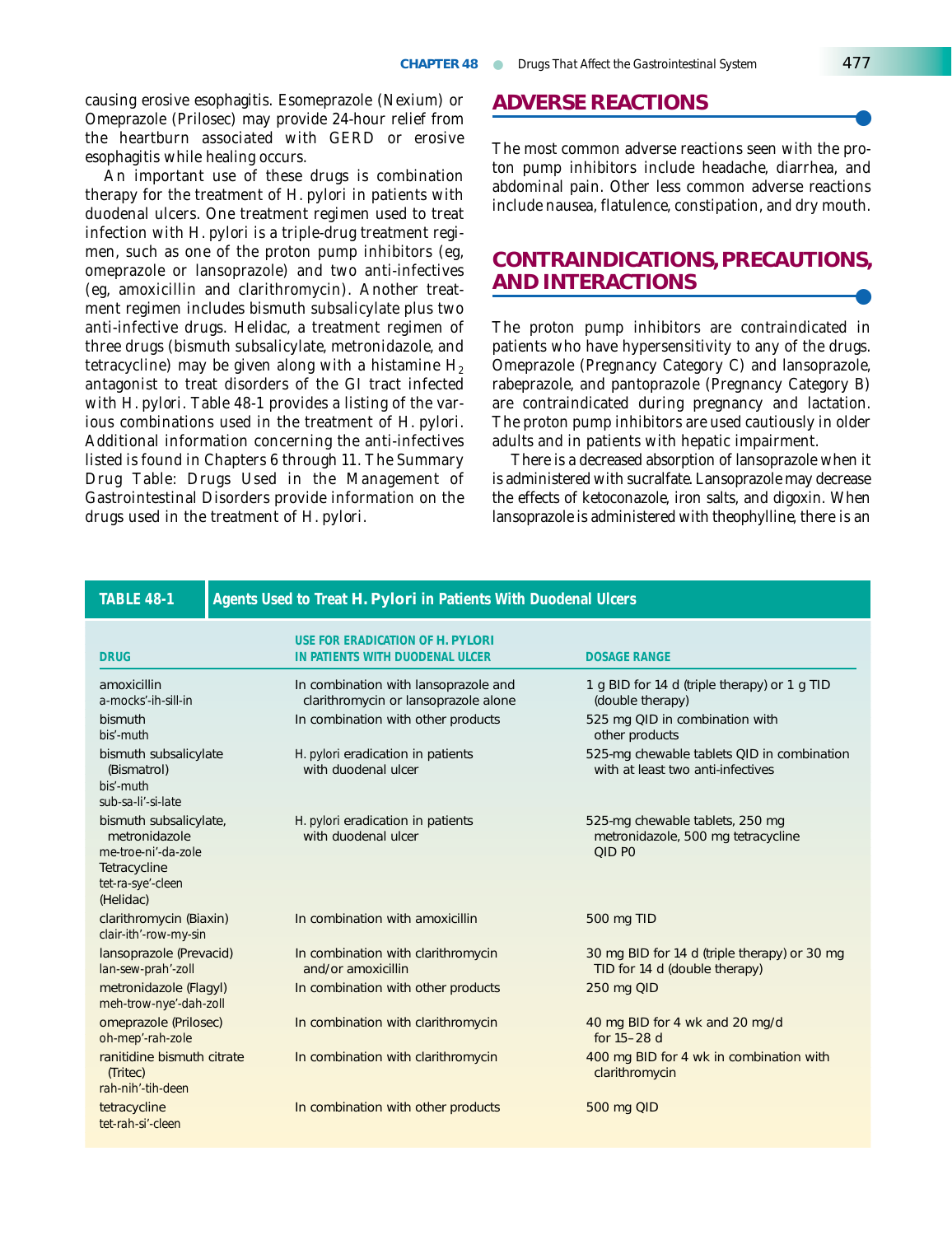causing erosive esophagitis. Esomeprazole (Nexium) or Omeprazole (Prilosec) may provide 24-hour relief from the heartburn associated with GERD or erosive esophagitis while healing occurs.

An important use of these drugs is combination therapy for the treatment of H. pylori in patients with duodenal ulcers. One treatment regimen used to treat infection with H. pylori is a triple-drug treatment regimen, such as one of the proton pump inhibitors (eg, omeprazole or lansoprazole) and two anti-infectives (eg, amoxicillin and clarithromycin). Another treatment regimen includes bismuth subsalicylate plus two anti-infective drugs. Helidac, a treatment regimen of three drugs (bismuth subsalicylate, metronidazole, and tetracycline) may be given along with a histamine $H_2$ antagonist to treat disorders of the GI tract infected with H. pylori. Table 48-1 provides a listing of the various combinations used in the treatment of H. pylori. Additional information concerning the anti-infectives listed is found in Chapters 6 through 11. The Summary Drug Table: Drugs Used in the Management of Gastrointestinal Disorders provide information on the drugs used in the treatment of H. pylori.

## ADVERSE REACTIONS

The most common adverse reactions seen with the proton pump inhibitors include headache, diarrhea, and abdominal pain. Other less common adverse reactions include nausea, flatulence, constipation, and dry mouth.

## CONTRAINDICATIONS, PRECAUTIONS, AND INTERACTIONS

The proton pump inhibitors are contraindicated in patients who have hypersensitivity to any of the drugs. Omeprazole (Pregnancy Category C) and lansoprazole, rabeprazole, and pantoprazole (Pregnancy Category B) are contraindicated during pregnancy and lactation. The proton pump inhibitors are used cautiously in older adults and in patients with hepatic impairment.

There is a decreased absorption of lansoprazole when it is administered with sucralfate. Lansoprazole may decrease the effects of ketoconazole, iron salts, and digoxin. When lansoprazole is administered with theophylline, there is an

**TABLE 48-1 Agents Used to Treat H. Pylori in Patients With Duodenal Ulcers**

| DRUG | USE FOR ERADICATION OF H. PYLORI IN PATIENTS WITH DUODENAL ULCER | DOSAGE RANGE |
|---|---|---|
| amoxicillin<br>a-mocks'-ih-sill-in | In combination with lansoprazole and clarithromycin or lansoprazole alone | 1 g BID for 14 d (triple therapy) or 1 g TID (double therapy) |
| bismuth<br>bis'-muth | In combination with other products | 525 mg QID in combination with other products |
| bismuth subsalicylate (Bismatrol)<br>bis'-muth<br>sub-sa-li'-si-late | H. pylori eradication in patients with duodenal ulcer | 525-mg chewable tablets QID in combination with at least two anti-infectives |
| bismuth subsalicylate, metronidazole<br>me-troe-ni'-da-zole<br>Tetracycline<br>tet-ra-sye'-cleen<br>(Helidac) | H. pylori eradication in patients with duodenal ulcer | 525-mg chewable tablets, 250 mg metronidazole, 500 mg tetracycline QID PO |
| clarithromycin (Biaxin)<br>clair-ith'-row-my-sin | In combination with amoxicillin | 500 mg TID |
| lansoprazole (Prevacid)<br>lan-sew-prah'-zoll | In combination with clarithromycin and/or amoxicillin | 30 mg BID for 14 d (triple therapy) or 30 mg TID for 14 d (double therapy) |
| metronidazole (Flagyl)<br>meh-trow-nye'-dah-zoll | In combination with other products | 250 mg QID |
| omeprazole (Prilosec)<br>oh-mep'-rah-zole | In combination with clarithromycin | 40 mg BID for 4 wk and 20 mg/d for 15–28 d |
| ranitidine bismuth citrate (Tritec)<br>rah-nih'-tih-deen | In combination with clarithromycin | 400 mg BID for 4 wk in combination with clarithromycin |
| tetracycline<br>tet-rah-si'-cleen | In combination with other products | 500 mg QID |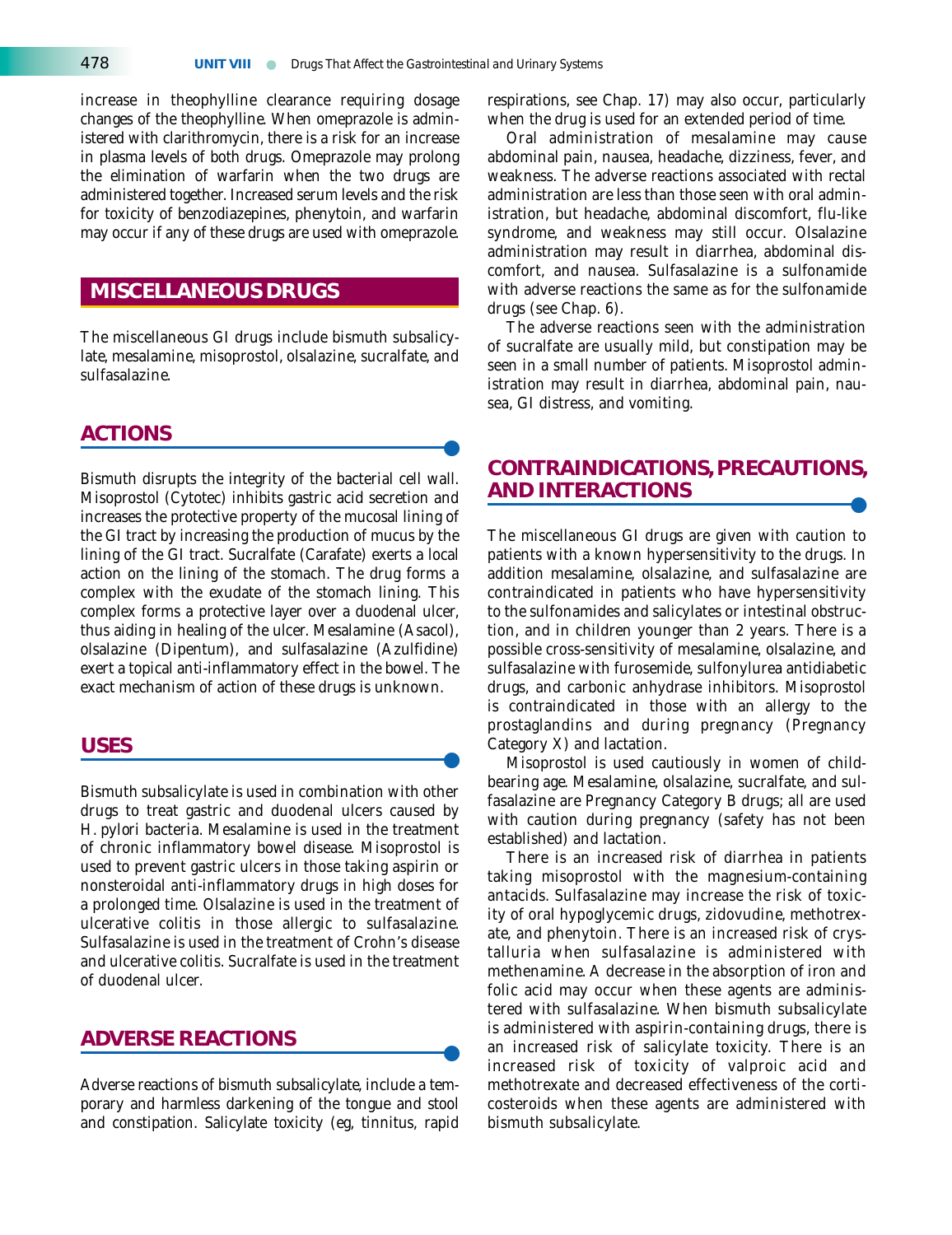increase in theophylline clearance requiring dosage changes of the theophylline. When omeprazole is administered with clarithromycin, there is a risk for an increase in plasma levels of both drugs. Omeprazole may prolong the elimination of warfarin when the two drugs are administered together. Increased serum levels and the risk for toxicity of benzodiazepines, phenytoin, and warfarin may occur if any of these drugs are used with omeprazole.

## MISCELLANEOUS DRUGS

The miscellaneous GI drugs include bismuth subsalicylate, mesalamine, misoprostol, olsalazine, sucralfate, and sulfasalazine.

### ACTIONS

Bismuth disrupts the integrity of the bacterial cell wall. Misoprostol (Cytotec) inhibits gastric acid secretion and increases the protective property of the mucosal lining of the GI tract by increasing the production of mucus by the lining of the GI tract. Sucralfate (Carafate) exerts a local action on the lining of the stomach. The drug forms a complex with the exudate of the stomach lining. This complex forms a protective layer over a duodenal ulcer, thus aiding in healing of the ulcer. Mesalamine (Asacol), olsalazine (Dipentum), and sulfasalazine (Azulfidine) exert a topical anti-inflammatory effect in the bowel. The exact mechanism of action of these drugs is unknown.

### USES

Bismuth subsalicylate is used in combination with other drugs to treat gastric and duodenal ulcers caused by *H. pylori* bacteria. Mesalamine is used in the treatment of chronic inflammatory bowel disease. Misoprostol is used to prevent gastric ulcers in those taking aspirin or nonsteroidal anti-inflammatory drugs in high doses for a prolonged time. Olsalazine is used in the treatment of ulcerative colitis in those allergic to sulfasalazine. Sulfasalazine is used in the treatment of Crohn's disease and ulcerative colitis. Sucralfate is used in the treatment of duodenal ulcer.

### ADVERSE REACTIONS

Adverse reactions of bismuth subsalicylate, include a temporary and harmless darkening of the tongue and stool and constipation. Salicylate toxicity (eg, tinnitus, rapid respirations, see Chap. 17) may also occur, particularly when the drug is used for an extended period of time.

Oral administration of mesalamine may cause abdominal pain, nausea, headache, dizziness, fever, and weakness. The adverse reactions associated with rectal administration are less than those seen with oral administration, but headache, abdominal discomfort, flu-like syndrome, and weakness may still occur. Olsalazine administration may result in diarrhea, abdominal discomfort, and nausea. Sulfasalazine is a sulfonamide with adverse reactions the same as for the sulfonamide drugs (see Chap. 6).

The adverse reactions seen with the administration of sucralfate are usually mild, but constipation may be seen in a small number of patients. Misoprostol administration may result in diarrhea, abdominal pain, nausea, GI distress, and vomiting.

### CONTRAINDICATIONS, PRECAUTIONS, AND INTERACTIONS

The miscellaneous GI drugs are given with caution to patients with a known hypersensitivity to the drugs. In addition mesalamine, olsalazine, and sulfasalazine are contraindicated in patients who have hypersensitivity to the sulfonamides and salicylates or intestinal obstruction, and in children younger than 2 years. There is a possible cross-sensitivity of mesalamine, olsalazine, and sulfasalazine with furosemide, sulfonylurea antidiabetic drugs, and carbonic anhydrase inhibitors. Misoprostol is contraindicated in those with an allergy to the prostaglandins and during pregnancy (Pregnancy Category X) and lactation.

Misoprostol is used cautiously in women of childbearing age. Mesalamine, olsalazine, sucralfate, and sulfasalazine are Pregnancy Category B drugs; all are used with caution during pregnancy (safety has not been established) and lactation.

There is an increased risk of diarrhea in patients taking misoprostol with the magnesium-containing antacids. Sulfasalazine may increase the risk of toxicity of oral hypoglycemic drugs, zidovudine, methotrexate, and phenytoin. There is an increased risk of crystalluria when sulfasalazine is administered with methenamine. A decrease in the absorption of iron and folic acid may occur when these agents are administered with sulfasalazine. When bismuth subsalicylate is administered with aspirin-containing drugs, there is an increased risk of salicylate toxicity. There is an increased risk of toxicity of valproic acid and methotrexate and decreased effectiveness of the corticosteroids when these agents are administered with bismuth subsalicylate.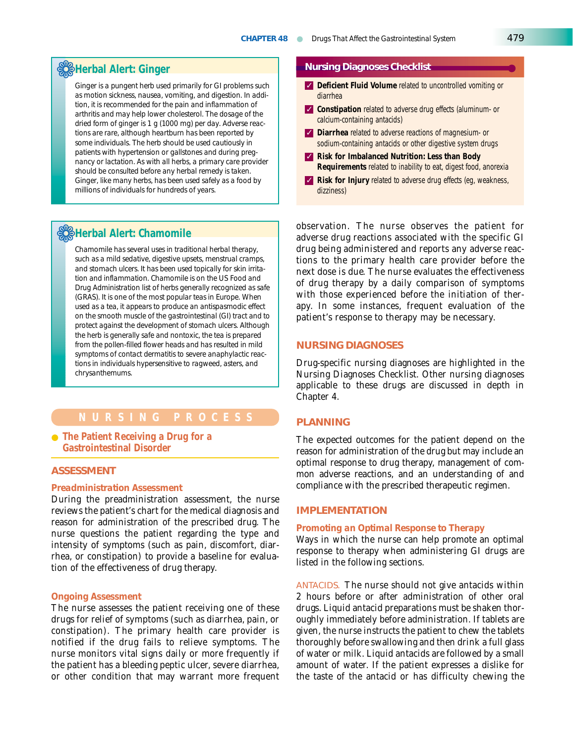### Herbal Alert: Ginger

Ginger is a pungent herb used primarily for GI problems such as motion sickness, nausea, vomiting, and digestion. In addition, it is recommended for the pain and inflammation of arthritis and may help lower cholesterol. The dosage of the dried form of ginger is 1 g (1000 mg) per day. Adverse reactions are rare, although heartburn has been reported by some individuals. The herb should be used cautiously in patients with hypertension or gallstones and during pregnancy or lactation. As with all herbs, a primary care provider should be consulted before any herbal remedy is taken. Ginger, like many herbs, has been used safely as a food by millions of individuals for hundreds of years.

### Herbal Alert: Chamomile

Chamomile has several uses in traditional herbal therapy, such as a mild sedative, digestive upsets, menstrual cramps, and stomach ulcers. It has been used topically for skin irritation and inflammation. Chamomile is on the US Food and Drug Administration list of herbs generally recognized as safe (GRAS). It is one of the most popular teas in Europe. When used as a tea, it appears to produce an antispasmodic effect on the smooth muscle of the gastrointestinal (GI) tract and to protect against the development of stomach ulcers. Although the herb is generally safe and nontoxic, the tea is prepared from the pollen-filled flower heads and has resulted in mild symptoms of contact dermatitis to severe anaphylactic reactions in individuals hypersensitive to ragweed, asters, and chrysanthemums.

## NURSING PROCESS

### The Patient Receiving a Drug for a Gastrointestinal Disorder

## ASSESSMENT

### Preadministration Assessment

During the preadministration assessment, the nurse reviews the patient's chart for the medical diagnosis and reason for administration of the prescribed drug. The nurse questions the patient regarding the type and intensity of symptoms (such as pain, discomfort, diarrhea, or constipation) to provide a baseline for evaluation of the effectiveness of drug therapy.

### Ongoing Assessment

The nurse assesses the patient receiving one of these drugs for relief of symptoms (such as diarrhea, pain, or constipation). The primary health care provider is notified if the drug fails to relieve symptoms. The nurse monitors vital signs daily or more frequently if the patient has a bleeding peptic ulcer, severe diarrhea, or other condition that may warrant more frequent observation. The nurse observes the patient for adverse drug reactions associated with the specific GI drug being administered and reports any adverse reactions to the primary health care provider before the next dose is due. The nurse evaluates the effectiveness of drug therapy by a daily comparison of symptoms with those experienced before the initiation of therapy. In some instances, frequent evaluation of the patient's response to therapy may be necessary.

### Nursing Diagnoses Checklist

- ✓ **Deficient Fluid Volume** related to uncontrolled vomiting or diarrhea
- ✓ **Constipation** related to adverse drug effects (aluminum- or calcium-containing antacids)
- ✓ **Diarrhea** related to adverse reactions of magnesium- or sodium-containing antacids or other digestive system drugs
- ✓ **Risk for Imbalanced Nutrition: Less than Body Requirements** related to inability to eat, digest food, anorexia
- ✓ **Risk for Injury** related to adverse drug effects (eg, weakness, dizziness)

## NURSING DIAGNOSES

Drug-specific nursing diagnoses are highlighted in the Nursing Diagnoses Checklist. Other nursing diagnoses applicable to these drugs are discussed in depth in Chapter 4.

## PLANNING

The expected outcomes for the patient depend on the reason for administration of the drug but may include an optimal response to drug therapy, management of common adverse reactions, and an understanding of and compliance with the prescribed therapeutic regimen.

## IMPLEMENTATION

### Promoting an Optimal Response to Therapy

Ways in which the nurse can help promote an optimal response to therapy when administering GI drugs are listed in the following sections.

ANTACIDS. The nurse should not give antacids within 2 hours before or after administration of other oral drugs. Liquid antacid preparations must be shaken thoroughly immediately before administration. If tablets are given, the nurse instructs the patient to chew the tablets thoroughly before swallowing and then drink a full glass of water or milk. Liquid antacids are followed by a small amount of water. If the patient expresses a dislike for the taste of the antacid or has difficulty chewing the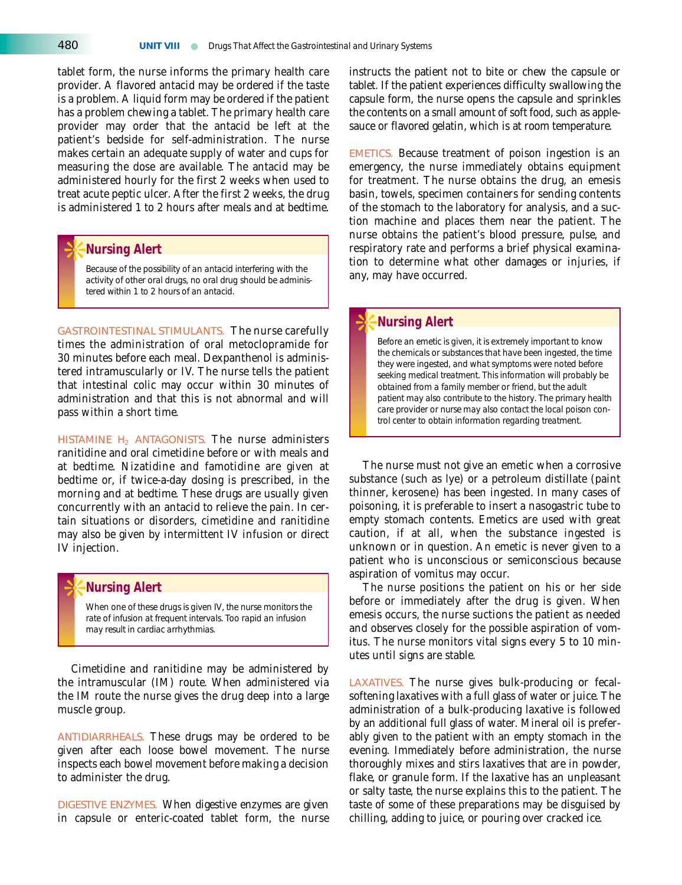tablet form, the nurse informs the primary health care provider. A flavored antacid may be ordered if the taste is a problem. A liquid form may be ordered if the patient has a problem chewing a tablet. The primary health care provider may order that the antacid be left at the patient's bedside for self-administration. The nurse makes certain an adequate supply of water and cups for measuring the dose are available. The antacid may be administered hourly for the first 2 weeks when used to treat acute peptic ulcer. After the first 2 weeks, the drug is administered 1 to 2 hours after meals and at bedtime.

> **Nursing Alert**
>
> Because of the possibility of an antacid interfering with the activity of other oral drugs, no oral drug should be administered within 1 to 2 hours of an antacid.

GASTROINTESTINAL STIMULANTS. The nurse carefully times the administration of oral metoclopramide for 30 minutes before each meal. Dexpanthenol is administered intramuscularly or IV. The nurse tells the patient that intestinal colic may occur within 30 minutes of administration and that this is not abnormal and will pass within a short time.

HISTAMINE $H_2$ ANTAGONISTS. The nurse administers ranitidine and oral cimetidine before or with meals and at bedtime. Nizatidine and famotidine are given at bedtime or, if twice-a-day dosing is prescribed, in the morning and at bedtime. These drugs are usually given concurrently with an antacid to relieve the pain. In certain situations or disorders, cimetidine and ranitidine may also be given by intermittent IV infusion or direct IV injection.

> **Nursing Alert**
>
> When one of these drugs is given IV, the nurse monitors the rate of infusion at frequent intervals. Too rapid an infusion may result in cardiac arrhythmias.

Cimetidine and ranitidine may be administered by the intramuscular (IM) route. When administered via the IM route the nurse gives the drug deep into a large muscle group.

ANTIDIARRHEALS. These drugs may be ordered to be given after each loose bowel movement. The nurse inspects each bowel movement before making a decision to administer the drug.

DIGESTIVE ENZYMES. When digestive enzymes are given in capsule or enteric-coated tablet form, the nurse instructs the patient not to bite or chew the capsule or tablet. If the patient experiences difficulty swallowing the capsule form, the nurse opens the capsule and sprinkles the contents on a small amount of soft food, such as applesauce or flavored gelatin, which is at room temperature.

EMETICS. Because treatment of poison ingestion is an emergency, the nurse immediately obtains equipment for treatment. The nurse obtains the drug, an emesis basin, towels, specimen containers for sending contents of the stomach to the laboratory for analysis, and a suction machine and places them near the patient. The nurse obtains the patient's blood pressure, pulse, and respiratory rate and performs a brief physical examination to determine what other damages or injuries, if any, may have occurred.

> **Nursing Alert**
>
> Before an emetic is given, it is extremely important to know the chemicals or substances that have been ingested, the time they were ingested, and what symptoms were noted before seeking medical treatment. This information will probably be obtained from a family member or friend, but the adult patient may also contribute to the history. The primary health care provider or nurse may also contact the local poison control center to obtain information regarding treatment.

The nurse must not give an emetic when a corrosive substance (such as lye) or a petroleum distillate (paint thinner, kerosene) has been ingested. In many cases of poisoning, it is preferable to insert a nasogastric tube to empty stomach contents. Emetics are used with great caution, if at all, when the substance ingested is unknown or in question. An emetic is never given to a patient who is unconscious or semiconscious because aspiration of vomitus may occur.

The nurse positions the patient on his or her side before or immediately after the drug is given. When emesis occurs, the nurse suctions the patient as needed and observes closely for the possible aspiration of vomitus. The nurse monitors vital signs every 5 to 10 minutes until signs are stable.

LAXATIVES. The nurse gives bulk-producing or fecal-softening laxatives with a full glass of water or juice. The administration of a bulk-producing laxative is followed by an additional full glass of water. Mineral oil is preferably given to the patient with an empty stomach in the evening. Immediately before administration, the nurse thoroughly mixes and stirs laxatives that are in powder, flake, or granule form. If the laxative has an unpleasant or salty taste, the nurse explains this to the patient. The taste of some of these preparations may be disguised by chilling, adding to juice, or pouring over cracked ice.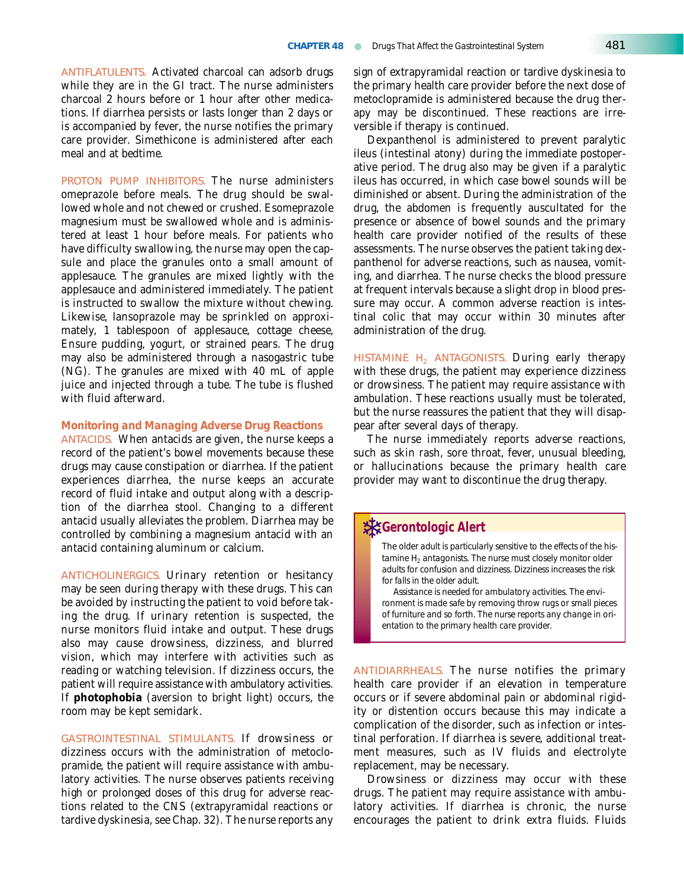ANTIFLATULENTS. Activated charcoal can adsorb drugs while they are in the GI tract. The nurse administers charcoal 2 hours before or 1 hour after other medications. If diarrhea persists or lasts longer than 2 days or is accompanied by fever, the nurse notifies the primary care provider. Simethicone is administered after each meal and at bedtime.

PROTON PUMP INHIBITORS. The nurse administers omeprazole before meals. The drug should be swallowed whole and not chewed or crushed. Esomeprazole magnesium must be swallowed whole and is administered at least 1 hour before meals. For patients who have difficulty swallowing, the nurse may open the capsule and place the granules onto a small amount of applesauce. The granules are mixed lightly with the applesauce and administered immediately. The patient is instructed to swallow the mixture without chewing. Likewise, lansoprazole may be sprinkled on approximately, 1 tablespoon of applesauce, cottage cheese, Ensure pudding, yogurt, or strained pears. The drug may also be administered through a nasogastric tube (NG). The granules are mixed with 40 mL of apple juice and injected through a tube. The tube is flushed with fluid afterward.

### Monitoring and Managing Adverse Drug Reactions

ANTACIDS. When antacids are given, the nurse keeps a record of the patient's bowel movements because these drugs may cause constipation or diarrhea. If the patient experiences diarrhea, the nurse keeps an accurate record of fluid intake and output along with a description of the diarrhea stool. Changing to a different antacid usually alleviates the problem. Diarrhea may be controlled by combining a magnesium antacid with an antacid containing aluminum or calcium.

ANTICHOLINERGICS. Urinary retention or hesitancy may be seen during therapy with these drugs. This can be avoided by instructing the patient to void before taking the drug. If urinary retention is suspected, the nurse monitors fluid intake and output. These drugs also may cause drowsiness, dizziness, and blurred vision, which may interfere with activities such as reading or watching television. If dizziness occurs, the patient will require assistance with ambulatory activities. If **photophobia** (aversion to bright light) occurs, the room may be kept semidark.

GASTROINTESTINAL STIMULANTS. If drowsiness or dizziness occurs with the administration of metoclopramide, the patient will require assistance with ambulatory activities. The nurse observes patients receiving high or prolonged doses of this drug for adverse reactions related to the CNS (extrapyramidal reactions or tardive dyskinesia, see Chap. 32). The nurse reports any sign of extrapyramidal reaction or tardive dyskinesia to the primary health care provider before the next dose of metoclopramide is administered because the drug therapy may be discontinued. These reactions are irreversible if therapy is continued.

Dexpanthenol is administered to prevent paralytic ileus (intestinal atony) during the immediate postoperative period. The drug also may be given if a paralytic ileus has occurred, in which case bowel sounds will be diminished or absent. During the administration of the drug, the abdomen is frequently auscultated for the presence or absence of bowel sounds and the primary health care provider notified of the results of these assessments. The nurse observes the patient taking dexpanthenol for adverse reactions, such as nausea, vomiting, and diarrhea. The nurse checks the blood pressure at frequent intervals because a slight drop in blood pressure may occur. A common adverse reaction is intestinal colic that may occur within 30 minutes after administration of the drug.

HISTAMINE $H_2$ ANTAGONISTS. During early therapy with these drugs, the patient may experience dizziness or drowsiness. The patient may require assistance with ambulation. These reactions usually must be tolerated, but the nurse reassures the patient that they will disappear after several days of therapy.

The nurse immediately reports adverse reactions, such as skin rash, sore throat, fever, unusual bleeding, or hallucinations because the primary health care provider may want to discontinue the drug therapy.

> **Gerontologic Alert**
>
> The older adult is particularly sensitive to the effects of the histamine $H_2$ antagonists. The nurse must closely monitor older adults for confusion and dizziness. Dizziness increases the risk for falls in the older adult.
>
> Assistance is needed for ambulatory activities. The environment is made safe by removing throw rugs or small pieces of furniture and so forth. The nurse reports any change in orientation to the primary health care provider.

ANTIDIARRHEALS. The nurse notifies the primary health care provider if an elevation in temperature occurs or if severe abdominal pain or abdominal rigidity or distention occurs because this may indicate a complication of the disorder, such as infection or intestinal perforation. If diarrhea is severe, additional treatment measures, such as IV fluids and electrolyte replacement, may be necessary.

Drowsiness or dizziness may occur with these drugs. The patient may require assistance with ambulatory activities. If diarrhea is chronic, the nurse encourages the patient to drink extra fluids. Fluids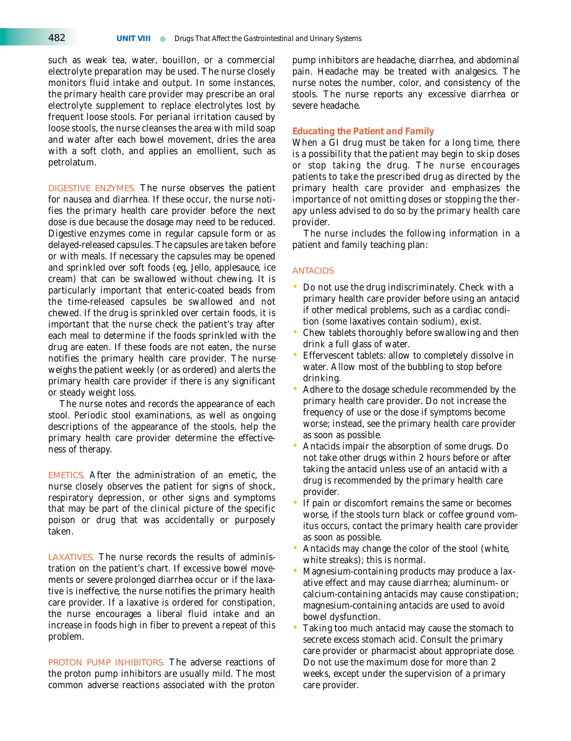such as weak tea, water, bouillon, or a commercial electrolyte preparation may be used. The nurse closely monitors fluid intake and output. In some instances, the primary health care provider may prescribe an oral electrolyte supplement to replace electrolytes lost by frequent loose stools. For perianal irritation caused by loose stools, the nurse cleanses the area with mild soap and water after each bowel movement, dries the area with a soft cloth, and applies an emollient, such as petrolatum.

DIGESTIVE ENZYMES. The nurse observes the patient for nausea and diarrhea. If these occur, the nurse notifies the primary health care provider before the next dose is due because the dosage may need to be reduced. Digestive enzymes come in regular capsule form or as delayed-released capsules. The capsules are taken before or with meals. If necessary the capsules may be opened and sprinkled over soft foods (eg, Jello, applesauce, ice cream) that can be swallowed without chewing. It is particularly important that enteric-coated beads from the time-released capsules be swallowed and not chewed. If the drug is sprinkled over certain foods, it is important that the nurse check the patient's tray after each meal to determine if the foods sprinkled with the drug are eaten. If these foods are not eaten, the nurse notifies the primary health care provider. The nurse weighs the patient weekly (or as ordered) and alerts the primary health care provider if there is any significant or steady weight loss.

The nurse notes and records the appearance of each stool. Periodic stool examinations, as well as ongoing descriptions of the appearance of the stools, help the primary health care provider determine the effectiveness of therapy.

EMETICS. After the administration of an emetic, the nurse closely observes the patient for signs of shock, respiratory depression, or other signs and symptoms that may be part of the clinical picture of the specific poison or drug that was accidentally or purposely taken.

LAXATIVES. The nurse records the results of administration on the patient's chart. If excessive bowel movements or severe prolonged diarrhea occur or if the laxative is ineffective, the nurse notifies the primary health care provider. If a laxative is ordered for constipation, the nurse encourages a liberal fluid intake and an increase in foods high in fiber to prevent a repeat of this problem.

PROTON PUMP INHIBITORS. The adverse reactions of the proton pump inhibitors are usually mild. The most common adverse reactions associated with the proton pump inhibitors are headache, diarrhea, and abdominal pain. Headache may be treated with analgesics. The nurse notes the number, color, and consistency of the stools. The nurse reports any excessive diarrhea or severe headache.

### Educating the Patient and Family

When a GI drug must be taken for a long time, there is a possibility that the patient may begin to skip doses or stop taking the drug. The nurse encourages patients to take the prescribed drug as directed by the primary health care provider and emphasizes the importance of not omitting doses or stopping the therapy unless advised to do so by the primary health care provider.

The nurse includes the following information in a patient and family teaching plan:

ANTACIDS

- Do not use the drug indiscriminately. Check with a primary health care provider before using an antacid if other medical problems, such as a cardiac condition (some laxatives contain sodium), exist.
- Chew tablets thoroughly before swallowing and then drink a full glass of water.
- Effervescent tablets: allow to completely dissolve in water. Allow most of the bubbling to stop before drinking.
- Adhere to the dosage schedule recommended by the primary health care provider. Do not increase the frequency of use or the dose if symptoms become worse; instead, see the primary health care provider as soon as possible.
- Antacids impair the absorption of some drugs. Do not take other drugs within 2 hours before or after taking the antacid unless use of an antacid with a drug is recommended by the primary health care provider.
- If pain or discomfort remains the same or becomes worse, if the stools turn black or coffee ground vomitus occurs, contact the primary health care provider as soon as possible.
- Antacids may change the color of the stool (white, white streaks); this is normal.
- Magnesium-containing products may produce a laxative effect and may cause diarrhea; aluminum- or calcium-containing antacids may cause constipation; magnesium-containing antacids are used to avoid bowel dysfunction.
- Taking too much antacid may cause the stomach to secrete excess stomach acid. Consult the primary care provider or pharmacist about appropriate dose. Do not use the maximum dose for more than 2 weeks, except under the supervision of a primary care provider.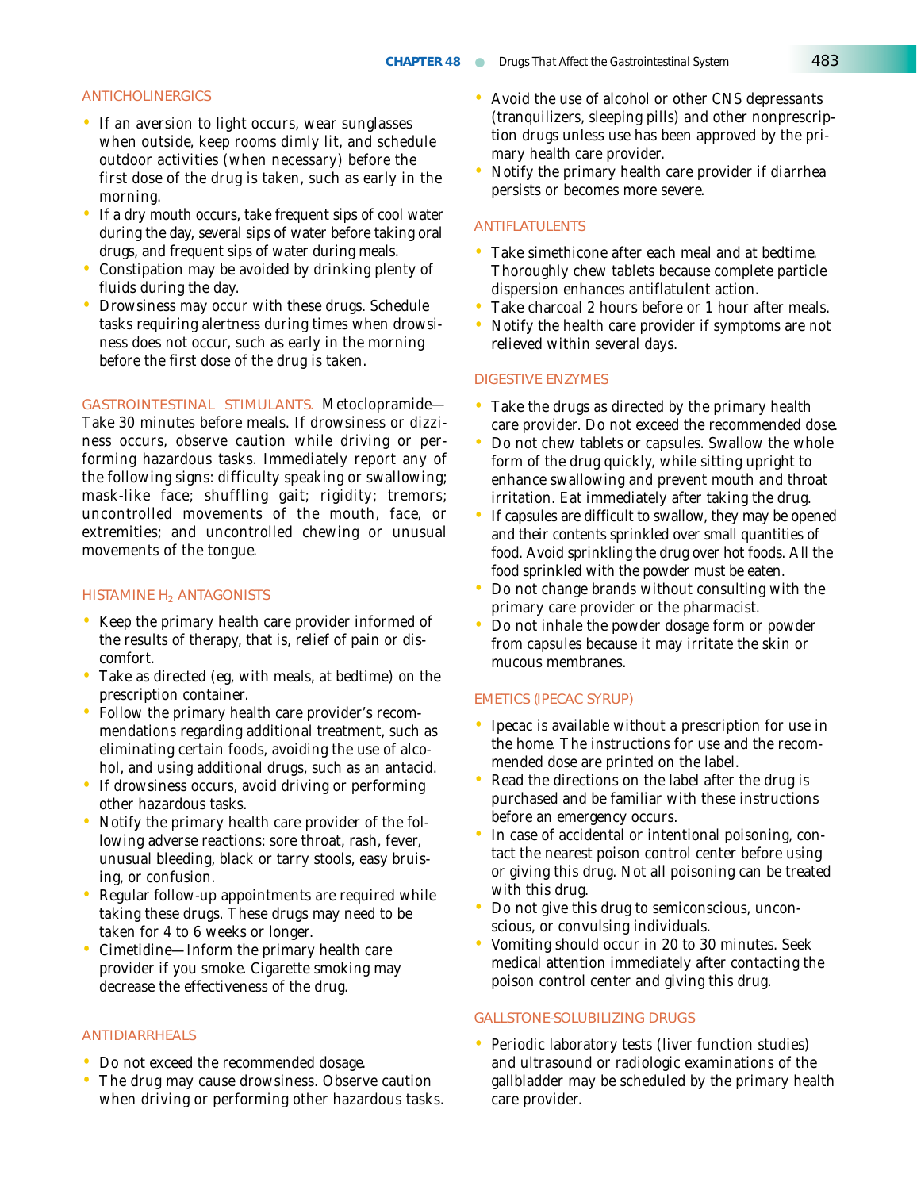### ANTICHOLINERGICS

- If an aversion to light occurs, wear sunglasses when outside, keep rooms dimly lit, and schedule outdoor activities (when necessary) before the first dose of the drug is taken, such as early in the morning.
- If a dry mouth occurs, take frequent sips of cool water during the day, several sips of water before taking oral drugs, and frequent sips of water during meals.
- Constipation may be avoided by drinking plenty of fluids during the day.
- Drowsiness may occur with these drugs. Schedule tasks requiring alertness during times when drowsiness does not occur, such as early in the morning before the first dose of the drug is taken.

GASTROINTESTINAL STIMULANTS. Metoclopramide—Take 30 minutes before meals. If drowsiness or dizziness occurs, observe caution while driving or performing hazardous tasks. Immediately report any of the following signs: difficulty speaking or swallowing; mask-like face; shuffling gait; rigidity; tremors; uncontrolled movements of the mouth, face, or extremities; and uncontrolled chewing or unusual movements of the tongue.

### HISTAMINE $H_2$ ANTAGONISTS

- Keep the primary health care provider informed of the results of therapy, that is, relief of pain or discomfort.
- Take as directed (eg, with meals, at bedtime) on the prescription container.
- Follow the primary health care provider's recommendations regarding additional treatment, such as eliminating certain foods, avoiding the use of alcohol, and using additional drugs, such as an antacid.
- If drowsiness occurs, avoid driving or performing other hazardous tasks.
- Notify the primary health care provider of the following adverse reactions: sore throat, rash, fever, unusual bleeding, black or tarry stools, easy bruising, or confusion.
- Regular follow-up appointments are required while taking these drugs. These drugs may need to be taken for 4 to 6 weeks or longer.
- Cimetidine—Inform the primary health care provider if you smoke. Cigarette smoking may decrease the effectiveness of the drug.

### ANTIDIARRHEALS

- Do not exceed the recommended dosage.
- The drug may cause drowsiness. Observe caution when driving or performing other hazardous tasks.
- Avoid the use of alcohol or other CNS depressants (tranquilizers, sleeping pills) and other nonprescription drugs unless use has been approved by the primary health care provider.
- Notify the primary health care provider if diarrhea persists or becomes more severe.

### ANTIFLATULENTS

- Take simethicone after each meal and at bedtime. Thoroughly chew tablets because complete particle dispersion enhances antiflatulent action.
- Take charcoal 2 hours before or 1 hour after meals.
- Notify the health care provider if symptoms are not relieved within several days.

### DIGESTIVE ENZYMES

- Take the drugs as directed by the primary health care provider. Do not exceed the recommended dose.
- Do not chew tablets or capsules. Swallow the whole form of the drug quickly, while sitting upright to enhance swallowing and prevent mouth and throat irritation. Eat immediately after taking the drug.
- If capsules are difficult to swallow, they may be opened and their contents sprinkled over small quantities of food. Avoid sprinkling the drug over hot foods. All the food sprinkled with the powder must be eaten.
- Do not change brands without consulting with the primary care provider or the pharmacist.
- Do not inhale the powder dosage form or powder from capsules because it may irritate the skin or mucous membranes.

### EMETICS (IPECAC SYRUP)

- Ipecac is available without a prescription for use in the home. The instructions for use and the recommended dose are printed on the label.
- Read the directions on the label after the drug is purchased and be familiar with these instructions before an emergency occurs.
- In case of accidental or intentional poisoning, contact the nearest poison control center before using or giving this drug. Not all poisoning can be treated with this drug.
- Do not give this drug to semiconscious, unconscious, or convulsing individuals.
- Vomiting should occur in 20 to 30 minutes. Seek medical attention immediately after contacting the poison control center and giving this drug.

### GALLSTONE-SOLUBILIZING DRUGS

- Periodic laboratory tests (liver function studies) and ultrasound or radiologic examinations of the gallbladder may be scheduled by the primary health care provider.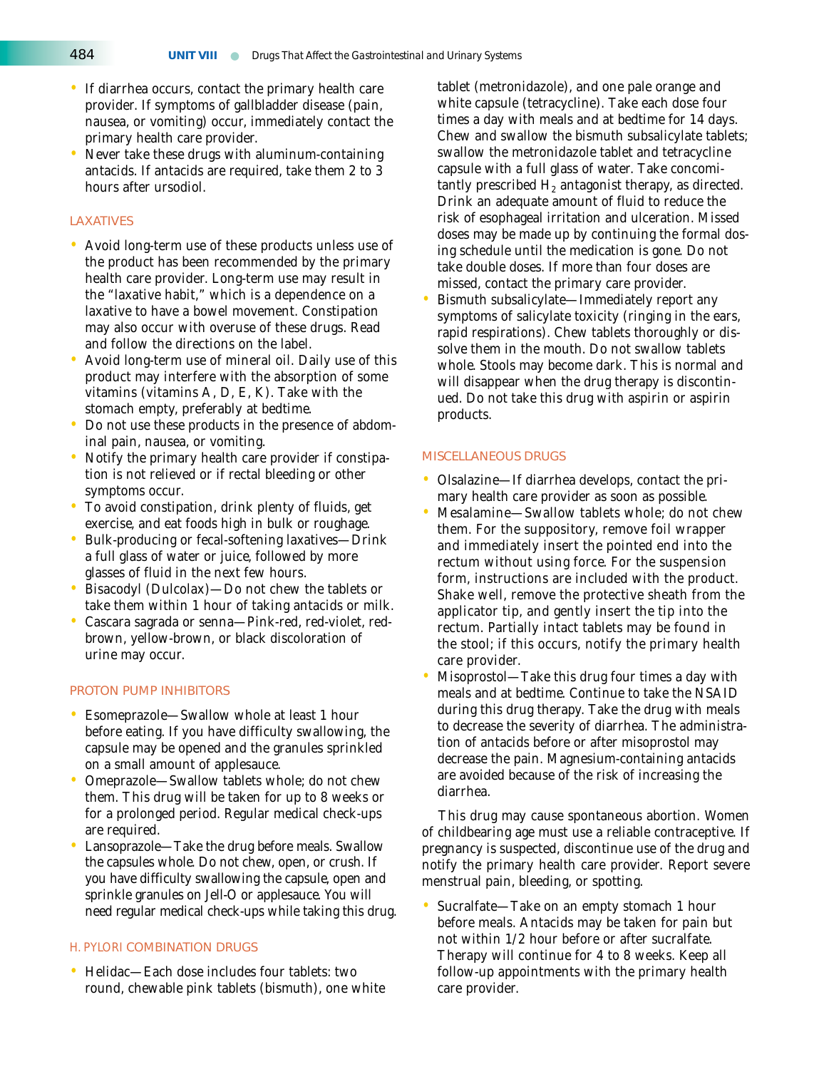- If diarrhea occurs, contact the primary health care provider. If symptoms of gallbladder disease (pain, nausea, or vomiting) occur, immediately contact the primary health care provider.
- Never take these drugs with aluminum-containing antacids. If antacids are required, take them 2 to 3 hours after ursodiol.

### LAXATIVES

- Avoid long-term use of these products unless use of the product has been recommended by the primary health care provider. Long-term use may result in the "laxative habit," which is a dependence on a laxative to have a bowel movement. Constipation may also occur with overuse of these drugs. Read and follow the directions on the label.
- Avoid long-term use of mineral oil. Daily use of this product may interfere with the absorption of some vitamins (vitamins A, D, E, K). Take with the stomach empty, preferably at bedtime.
- Do not use these products in the presence of abdominal pain, nausea, or vomiting.
- Notify the primary health care provider if constipation is not relieved or if rectal bleeding or other symptoms occur.
- To avoid constipation, drink plenty of fluids, get exercise, and eat foods high in bulk or roughage.
- Bulk-producing or fecal-softening laxatives—Drink a full glass of water or juice, followed by more glasses of fluid in the next few hours.
- Bisacodyl (Dulcolax)—Do not chew the tablets or take them within 1 hour of taking antacids or milk.
- Cascara sagrada or senna—Pink-red, red-violet, red-brown, yellow-brown, or black discoloration of urine may occur.

### PROTON PUMP INHIBITORS

- Esomeprazole—Swallow whole at least 1 hour before eating. If you have difficulty swallowing, the capsule may be opened and the granules sprinkled on a small amount of applesauce.
- Omeprazole—Swallow tablets whole; do not chew them. This drug will be taken for up to 8 weeks or for a prolonged period. Regular medical check-ups are required.
- Lansoprazole—Take the drug before meals. Swallow the capsules whole. Do not chew, open, or crush. If you have difficulty swallowing the capsule, open and sprinkle granules on Jell-O or applesauce. You will need regular medical check-ups while taking this drug.

### H. PYLORI COMBINATION DRUGS

- Helidac—Each dose includes four tablets: two round, chewable pink tablets (bismuth), one white tablet (metronidazole), and one pale orange and white capsule (tetracycline). Take each dose four times a day with meals and at bedtime for 14 days. Chew and swallow the bismuth subsalicylate tablets; swallow the metronidazole tablet and tetracycline capsule with a full glass of water. Take concomitantly prescribed $H_2$ antagonist therapy, as directed. Drink an adequate amount of fluid to reduce the risk of esophageal irritation and ulceration. Missed doses may be made up by continuing the formal dosing schedule until the medication is gone. Do not take double doses. If more than four doses are missed, contact the primary care provider.
- Bismuth subsalicylate—Immediately report any symptoms of salicylate toxicity (ringing in the ears, rapid respirations). Chew tablets thoroughly or dissolve them in the mouth. Do not swallow tablets whole. Stools may become dark. This is normal and will disappear when the drug therapy is discontinued. Do not take this drug with aspirin or aspirin products.

### MISCELLANEOUS DRUGS

- Olsalazine—If diarrhea develops, contact the primary health care provider as soon as possible.
- Mesalamine—Swallow tablets whole; do not chew them. For the suppository, remove foil wrapper and immediately insert the pointed end into the rectum without using force. For the suspension form, instructions are included with the product. Shake well, remove the protective sheath from the applicator tip, and gently insert the tip into the rectum. Partially intact tablets may be found in the stool; if this occurs, notify the primary health care provider.
- Misoprostol—Take this drug four times a day with meals and at bedtime. Continue to take the NSAID during this drug therapy. Take the drug with meals to decrease the severity of diarrhea. The administration of antacids before or after misoprostol may decrease the pain. Magnesium-containing antacids are avoided because of the risk of increasing the diarrhea.

This drug may cause spontaneous abortion. Women of childbearing age must use a reliable contraceptive. If pregnancy is suspected, discontinue use of the drug and notify the primary health care provider. Report severe menstrual pain, bleeding, or spotting.

- Sucralfate—Take on an empty stomach 1 hour before meals. Antacids may be taken for pain but not within 1/2 hour before or after sucralfate. Therapy will continue for 4 to 8 weeks. Keep all follow-up appointments with the primary health care provider.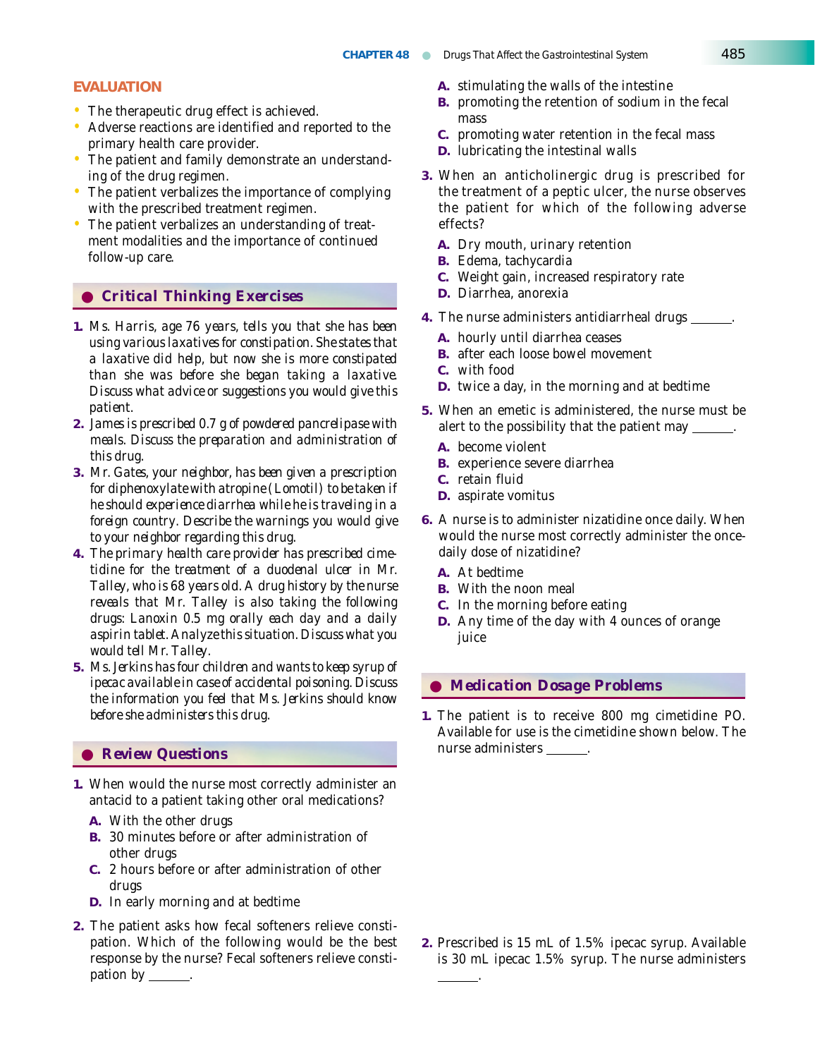## EVALUATION

- The therapeutic drug effect is achieved.
- Adverse reactions are identified and reported to the primary health care provider.
- The patient and family demonstrate an understanding of the drug regimen.
- The patient verbalizes the importance of complying with the prescribed treatment regimen.
- The patient verbalizes an understanding of treatment modalities and the importance of continued follow-up care.

## Critical Thinking Exercises

1. *Ms. Harris, age 76 years, tells you that she has been using various laxatives for constipation. She states that a laxative did help, but now she is more constipated than she was before she began taking a laxative. Discuss what advice or suggestions you would give this patient.*
2. *James is prescribed 0.7 g of powdered pancrelipase with meals. Discuss the preparation and administration of this drug.*
3. *Mr. Gates, your neighbor, has been given a prescription for diphenoxylate with atropine (Lomotil) to be taken if he should experience diarrhea while he is traveling in a foreign country. Describe the warnings you would give to your neighbor regarding this drug.*
4. *The primary health care provider has prescribed cimetidine for the treatment of a duodenal ulcer in Mr. Talley, who is 68 years old. A drug history by the nurse reveals that Mr. Talley is also taking the following drugs: Lanoxin 0.5 mg orally each day and a daily aspirin tablet. Analyze this situation. Discuss what you would tell Mr. Talley.*
5. *Ms. Jerkins has four children and wants to keep syrup of ipecac available in case of accidental poisoning. Discuss the information you feel that Ms. Jerkins should know before she administers this drug.*

## Review Questions

1. When would the nurse most correctly administer an antacid to a patient taking other oral medications?
   - **A.** With the other drugs
   - **B.** 30 minutes before or after administration of other drugs
   - **C.** 2 hours before or after administration of other drugs
   - **D.** In early morning and at bedtime
2. The patient asks how fecal softeners relieve constipation. Which of the following would be the best response by the nurse? Fecal softeners relieve constipation by ______.
   - **A.** stimulating the walls of the intestine
   - **B.** promoting the retention of sodium in the fecal mass
   - **C.** promoting water retention in the fecal mass
   - **D.** lubricating the intestinal walls
3. When an anticholinergic drug is prescribed for the treatment of a peptic ulcer, the nurse observes the patient for which of the following adverse effects?
   - **A.** Dry mouth, urinary retention
   - **B.** Edema, tachycardia
   - **C.** Weight gain, increased respiratory rate
   - **D.** Diarrhea, anorexia
4. The nurse administers antidiarrheal drugs ______.
   - **A.** hourly until diarrhea ceases
   - **B.** after each loose bowel movement
   - **C.** with food
   - **D.** twice a day, in the morning and at bedtime
5. When an emetic is administered, the nurse must be alert to the possibility that the patient may ______.
   - **A.** become violent
   - **B.** experience severe diarrhea
   - **C.** retain fluid
   - **D.** aspirate vomitus
6. A nurse is to administer nizatidine once daily. When would the nurse most correctly administer the once-daily dose of nizatidine?
   - **A.** At bedtime
   - **B.** With the noon meal
   - **C.** In the morning before eating
   - **D.** Any time of the day with 4 ounces of orange juice

## Medication Dosage Problems

1. The patient is to receive 800 mg cimetidine PO. Available for use is the cimetidine shown below. The nurse administers ______.
2. Prescribed is 15 mL of 1.5% ipecac syrup. Available is 30 mL ipecac 1.5% syrup. The nurse administers ______.